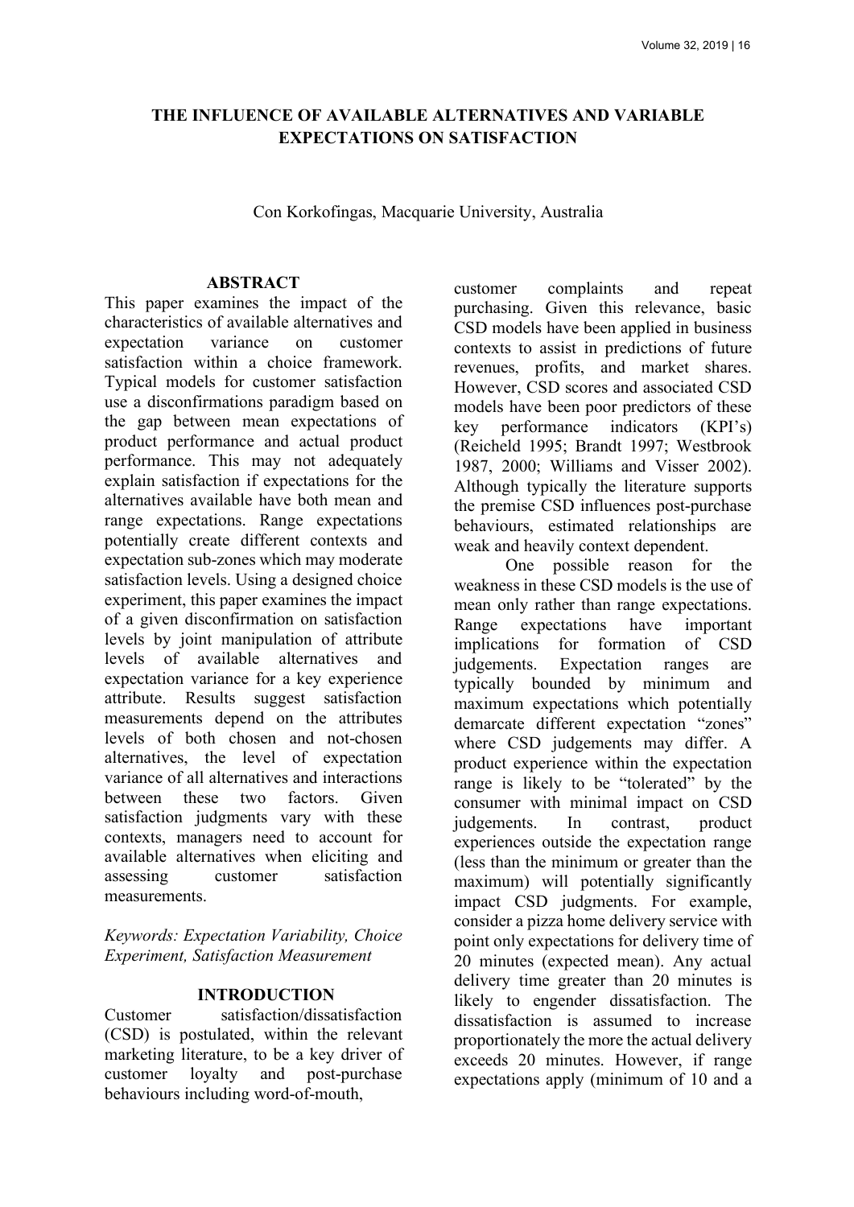# THE INFLUENCE OF AVAILABLE ALTERNATIVES AND VARIABLE EXPECTATIONS ON SATISFACTION

Con Korkofingas, Macquarie University, Australia

## ABSTRACT

This paper examines the impact of the characteristics of available alternatives and expectation variance on customer satisfaction within a choice framework. Typical models for customer satisfaction use a disconfirmations paradigm based on the gap between mean expectations of product performance and actual product performance. This may not adequately explain satisfaction if expectations for the alternatives available have both mean and range expectations. Range expectations potentially create different contexts and expectation sub-zones which may moderate satisfaction levels. Using a designed choice experiment, this paper examines the impact of a given disconfirmation on satisfaction levels by joint manipulation of attribute levels of available alternatives and expectation variance for a key experience attribute. Results suggest satisfaction measurements depend on the attributes levels of both chosen and not-chosen alternatives, the level of expectation variance of all alternatives and interactions between these two factors. Given satisfaction judgments vary with these contexts, managers need to account for available alternatives when eliciting and assessing customer satisfaction measurements.

*Keywords: Expectation Variability, Choice Experiment, Satisfaction Measurement*

## INTRODUCTION

Customer satisfaction/dissatisfaction (CSD) is postulated, within the relevant marketing literature, to be a key driver of customer loyalty and post-purchase behaviours including word-of-mouth, customer complaints and repeat purchasing. Given this relevance, basic CSD models have been applied in business contexts to assist in predictions of future revenues, profits, and market shares. However, CSD scores and associated CSD models have been poor predictors of these key performance indicators (KPI's) (Reicheld 1995; Brandt 1997; Westbrook 1987, 2000; Williams and Visser 2002). Although typically the literature supports the premise CSD influences post-purchase behaviours, estimated relationships are weak and heavily context dependent.

One possible reason for the weakness in these CSD models is the use of mean only rather than range expectations. Range expectations have important implications for formation of CSD judgements. Expectation ranges are typically bounded by minimum and maximum expectations which potentially demarcate different expectation "zones" where CSD judgements may differ. A product experience within the expectation range is likely to be "tolerated" by the consumer with minimal impact on CSD judgements. In contrast, product experiences outside the expectation range (less than the minimum or greater than the maximum) will potentially significantly impact CSD judgments. For example, consider a pizza home delivery service with point only expectations for delivery time of 20 minutes (expected mean). Any actual delivery time greater than 20 minutes is likely to engender dissatisfaction. The dissatisfaction is assumed to increase proportionately the more the actual delivery exceeds 20 minutes. However, if range expectations apply (minimum of 10 and a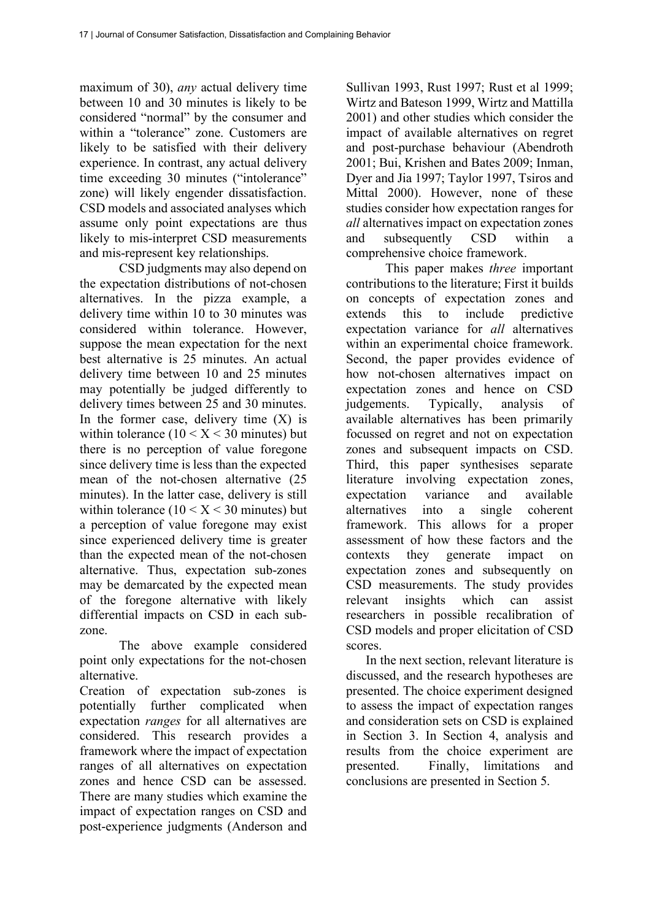maximum of 30), *any* actual delivery time between 10 and 30 minutes is likely to be considered "normal" by the consumer and within a "tolerance" zone. Customers are likely to be satisfied with their delivery experience. In contrast, any actual delivery time exceeding 30 minutes ("intolerance" zone) will likely engender dissatisfaction. CSD models and associated analyses which assume only point expectations are thus likely to mis-interpret CSD measurements and mis-represent key relationships.

CSD judgments may also depend on the expectation distributions of not-chosen alternatives. In the pizza example, a delivery time within 10 to 30 minutes was considered within tolerance. However, suppose the mean expectation for the next best alternative is 25 minutes. An actual delivery time between 10 and 25 minutes may potentially be judged differently to delivery times between 25 and 30 minutes. In the former case, delivery time (X) is within tolerance ($10 < X < 30$ minutes) but there is no perception of value foregone since delivery time is less than the expected mean of the not-chosen alternative (25 minutes). In the latter case, delivery is still within tolerance ($10 < X < 30$ minutes) but a perception of value foregone may exist since experienced delivery time is greater than the expected mean of the not-chosen alternative. Thus, expectation sub-zones may be demarcated by the expected mean of the foregone alternative with likely differential impacts on CSD in each sub-zone.

The above example considered point only expectations for the not-chosen alternative.

Creation of expectation sub-zones is potentially further complicated when expectation *ranges* for all alternatives are considered. This research provides a framework where the impact of expectation ranges of all alternatives on expectation zones and hence CSD can be assessed. There are many studies which examine the impact of expectation ranges on CSD and post-experience judgments (Anderson and Sullivan 1993, Rust 1997; Rust et al 1999; Wirtz and Bateson 1999, Wirtz and Mattilla 2001) and other studies which consider the impact of available alternatives on regret and post-purchase behaviour (Abendroth 2001; Bui, Krishen and Bates 2009; Inman, Dyer and Jia 1997; Taylor 1997, Tsiros and Mittal 2000). However, none of these studies consider how expectation ranges for *all* alternatives impact on expectation zones and subsequently CSD within a comprehensive choice framework.

This paper makes *three* important contributions to the literature; First it builds on concepts of expectation zones and extends this to include predictive expectation variance for *all* alternatives within an experimental choice framework. Second, the paper provides evidence of how not-chosen alternatives impact on expectation zones and hence on CSD judgements. Typically, analysis of available alternatives has been primarily focussed on regret and not on expectation zones and subsequent impacts on CSD. Third, this paper synthesises separate literature involving expectation zones, expectation variance and available alternatives into a single coherent framework. This allows for a proper assessment of how these factors and the contexts they generate impact on expectation zones and subsequently on CSD measurements. The study provides relevant insights which can assist researchers in possible recalibration of CSD models and proper elicitation of CSD scores.

In the next section, relevant literature is discussed, and the research hypotheses are presented. The choice experiment designed to assess the impact of expectation ranges and consideration sets on CSD is explained in Section 3. In Section 4, analysis and results from the choice experiment are presented. Finally, limitations and conclusions are presented in Section 5.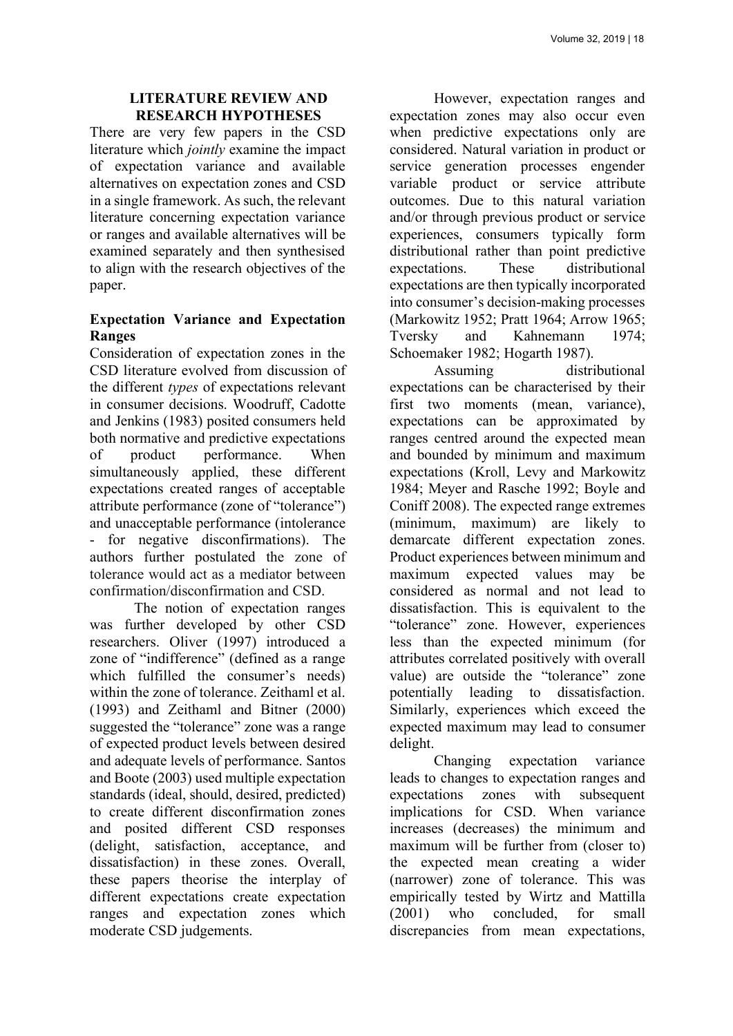## LITERATURE REVIEW AND RESEARCH HYPOTHESES

There are very few papers in the CSD literature which *jointly* examine the impact of expectation variance and available alternatives on expectation zones and CSD in a single framework. As such, the relevant literature concerning expectation variance or ranges and available alternatives will be examined separately and then synthesised to align with the research objectives of the paper.

### Expectation Variance and Expectation Ranges

Consideration of expectation zones in the CSD literature evolved from discussion of the different *types* of expectations relevant in consumer decisions. Woodruff, Cadotte and Jenkins (1983) posited consumers held both normative and predictive expectations of product performance. When simultaneously applied, these different expectations created ranges of acceptable attribute performance (zone of "tolerance") and unacceptable performance (intolerance - for negative disconfirmations). The authors further postulated the zone of tolerance would act as a mediator between confirmation/disconfirmation and CSD.

The notion of expectation ranges was further developed by other CSD researchers. Oliver (1997) introduced a zone of "indifference" (defined as a range which fulfilled the consumer's needs) within the zone of tolerance. Zeithaml et al. (1993) and Zeithaml and Bitner (2000) suggested the "tolerance" zone was a range of expected product levels between desired and adequate levels of performance. Santos and Boote (2003) used multiple expectation standards (ideal, should, desired, predicted) to create different disconfirmation zones and posited different CSD responses (delight, satisfaction, acceptance, and dissatisfaction) in these zones. Overall, these papers theorise the interplay of different expectations create expectation ranges and expectation zones which moderate CSD judgements.

However, expectation ranges and expectation zones may also occur even when predictive expectations only are considered. Natural variation in product or service generation processes engender variable product or service attribute outcomes. Due to this natural variation and/or through previous product or service experiences, consumers typically form distributional rather than point predictive expectations. These distributional expectations are then typically incorporated into consumer's decision-making processes (Markowitz 1952; Pratt 1964; Arrow 1965; Tversky and Kahnemann 1974; Schoemaker 1982; Hogarth 1987).

Assuming distributional expectations can be characterised by their first two moments (mean, variance), expectations can be approximated by ranges centred around the expected mean and bounded by minimum and maximum expectations (Kroll, Levy and Markowitz 1984; Meyer and Rasche 1992; Boyle and Coniff 2008). The expected range extremes (minimum, maximum) are likely to demarcate different expectation zones. Product experiences between minimum and maximum expected values may be considered as normal and not lead to dissatisfaction. This is equivalent to the "tolerance" zone. However, experiences less than the expected minimum (for attributes correlated positively with overall value) are outside the "tolerance" zone potentially leading to dissatisfaction. Similarly, experiences which exceed the expected maximum may lead to consumer delight.

Changing expectation variance leads to changes to expectation ranges and expectations zones with subsequent implications for CSD. When variance increases (decreases) the minimum and maximum will be further from (closer to) the expected mean creating a wider (narrower) zone of tolerance. This was empirically tested by Wirtz and Mattilla (2001) who concluded, for small discrepancies from mean expectations,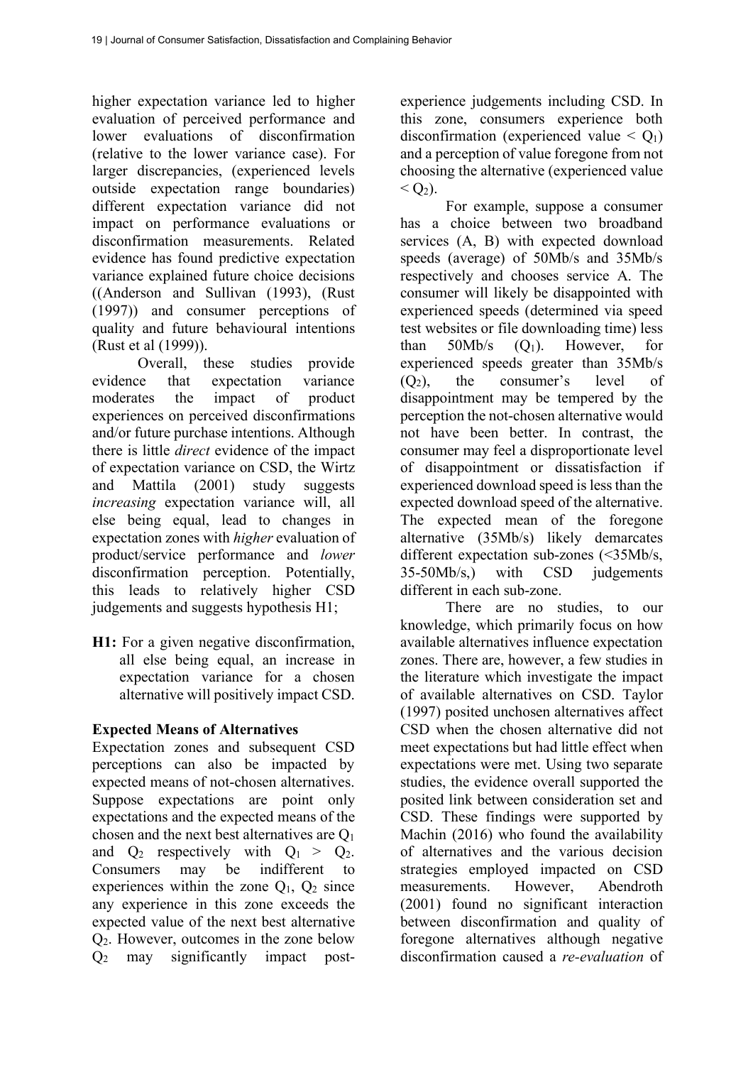higher expectation variance led to higher evaluation of perceived performance and lower evaluations of disconfirmation (relative to the lower variance case). For larger discrepancies, (experienced levels outside expectation range boundaries) different expectation variance did not impact on performance evaluations or disconfirmation measurements. Related evidence has found predictive expectation variance explained future choice decisions ((Anderson and Sullivan (1993), (Rust (1997)) and consumer perceptions of quality and future behavioural intentions (Rust et al (1999)).

Overall, these studies provide evidence that expectation variance moderates the impact of product experiences on perceived disconfirmations and/or future purchase intentions. Although there is little *direct* evidence of the impact of expectation variance on CSD, the Wirtz and Mattila (2001) study suggests *increasing* expectation variance will, all else being equal, lead to changes in expectation zones with *higher* evaluation of product/service performance and *lower* disconfirmation perception. Potentially, this leads to relatively higher CSD judgements and suggests hypothesis H1;

**H1:** For a given negative disconfirmation, all else being equal, an increase in expectation variance for a chosen alternative will positively impact CSD.

**Expected Means of Alternatives**

Expectation zones and subsequent CSD perceptions can also be impacted by expected means of not-chosen alternatives. Suppose expectations are point only expectations and the expected means of the chosen and the next best alternatives are $Q_1$ and $Q_2$ respectively with $Q_1 > Q_2$. Consumers may be indifferent to experiences within the zone $Q_1$, $Q_2$ since any experience in this zone exceeds the expected value of the next best alternative $Q_2$. However, outcomes in the zone below $Q_2$ may significantly impact post-experience judgements including CSD. In this zone, consumers experience both disconfirmation (experienced value $< Q_1$) and a perception of value foregone from not choosing the alternative (experienced value $< Q_2$).

For example, suppose a consumer has a choice between two broadband services (A, B) with expected download speeds (average) of 50Mb/s and 35Mb/s respectively and chooses service A. The consumer will likely be disappointed with experienced speeds (determined via speed test websites or file downloading time) less than 50Mb/s ($Q_1$). However, for experienced speeds greater than 35Mb/s ($Q_2$), the consumer's level of disappointment may be tempered by the perception the not-chosen alternative would not have been better. In contrast, the consumer may feel a disproportionate level of disappointment or dissatisfaction if experienced download speed is less than the expected download speed of the alternative. The expected mean of the foregone alternative (35Mb/s) likely demarcates different expectation sub-zones (<35Mb/s, 35-50Mb/s,) with CSD judgements different in each sub-zone.

There are no studies, to our knowledge, which primarily focus on how available alternatives influence expectation zones. There are, however, a few studies in the literature which investigate the impact of available alternatives on CSD. Taylor (1997) posited unchosen alternatives affect CSD when the chosen alternative did not meet expectations but had little effect when expectations were met. Using two separate studies, the evidence overall supported the posited link between consideration set and CSD. These findings were supported by Machin (2016) who found the availability of alternatives and the various decision strategies employed impacted on CSD measurements. However, Abendroth (2001) found no significant interaction between disconfirmation and quality of foregone alternatives although negative disconfirmation caused a *re-evaluation* of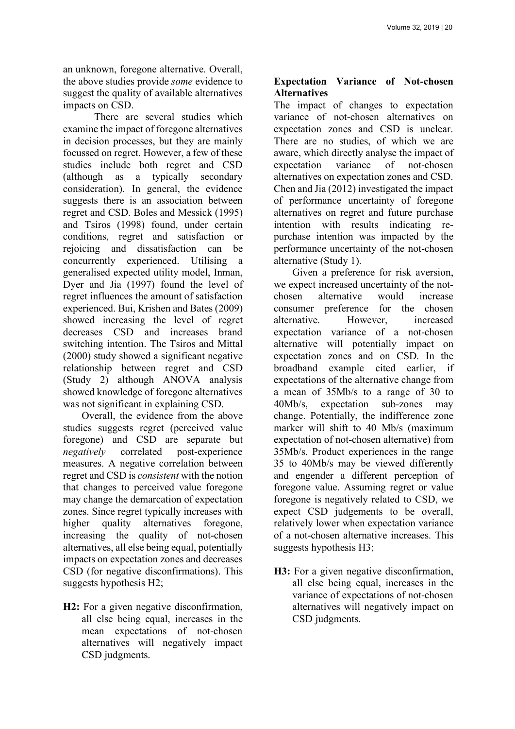an unknown, foregone alternative. Overall, the above studies provide *some* evidence to suggest the quality of available alternatives impacts on CSD.

There are several studies which examine the impact of foregone alternatives in decision processes, but they are mainly focussed on regret. However, a few of these studies include both regret and CSD (although as a typically secondary consideration). In general, the evidence suggests there is an association between regret and CSD. Boles and Messick (1995) and Tsiros (1998) found, under certain conditions, regret and satisfaction or rejoicing and dissatisfaction can be concurrently experienced. Utilising a generalised expected utility model, Inman, Dyer and Jia (1997) found the level of regret influences the amount of satisfaction experienced. Bui, Krishen and Bates (2009) showed increasing the level of regret decreases CSD and increases brand switching intention. The Tsiros and Mittal (2000) study showed a significant negative relationship between regret and CSD (Study 2) although ANOVA analysis showed knowledge of foregone alternatives was not significant in explaining CSD.

Overall, the evidence from the above studies suggests regret (perceived value foregone) and CSD are separate but *negatively* correlated post-experience measures. A negative correlation between regret and CSD is *consistent* with the notion that changes to perceived value foregone may change the demarcation of expectation zones. Since regret typically increases with higher quality alternatives foregone, increasing the quality of not-chosen alternatives, all else being equal, potentially impacts on expectation zones and decreases CSD (for negative disconfirmations). This suggests hypothesis H2;

**H2:** For a given negative disconfirmation, all else being equal, increases in the mean expectations of not-chosen alternatives will negatively impact CSD judgments.

## Expectation Variance of Not-chosen Alternatives

The impact of changes to expectation variance of not-chosen alternatives on expectation zones and CSD is unclear. There are no studies, of which we are aware, which directly analyse the impact of expectation variance of not-chosen alternatives on expectation zones and CSD. Chen and Jia (2012) investigated the impact of performance uncertainty of foregone alternatives on regret and future purchase intention with results indicating re-purchase intention was impacted by the performance uncertainty of the not-chosen alternative (Study 1).

Given a preference for risk aversion, we expect increased uncertainty of the not-chosen alternative would increase consumer preference for the chosen alternative. However, increased expectation variance of a not-chosen alternative will potentially impact on expectation zones and on CSD. In the broadband example cited earlier, if expectations of the alternative change from a mean of 35Mb/s to a range of 30 to 40Mb/s, expectation sub-zones may change. Potentially, the indifference zone marker will shift to 40 Mb/s (maximum expectation of not-chosen alternative) from 35Mb/s. Product experiences in the range 35 to 40Mb/s may be viewed differently and engender a different perception of foregone value. Assuming regret or value foregone is negatively related to CSD, we expect CSD judgements to be overall, relatively lower when expectation variance of a not-chosen alternative increases. This suggests hypothesis H3;

**H3:** For a given negative disconfirmation, all else being equal, increases in the variance of expectations of not-chosen alternatives will negatively impact on CSD judgments.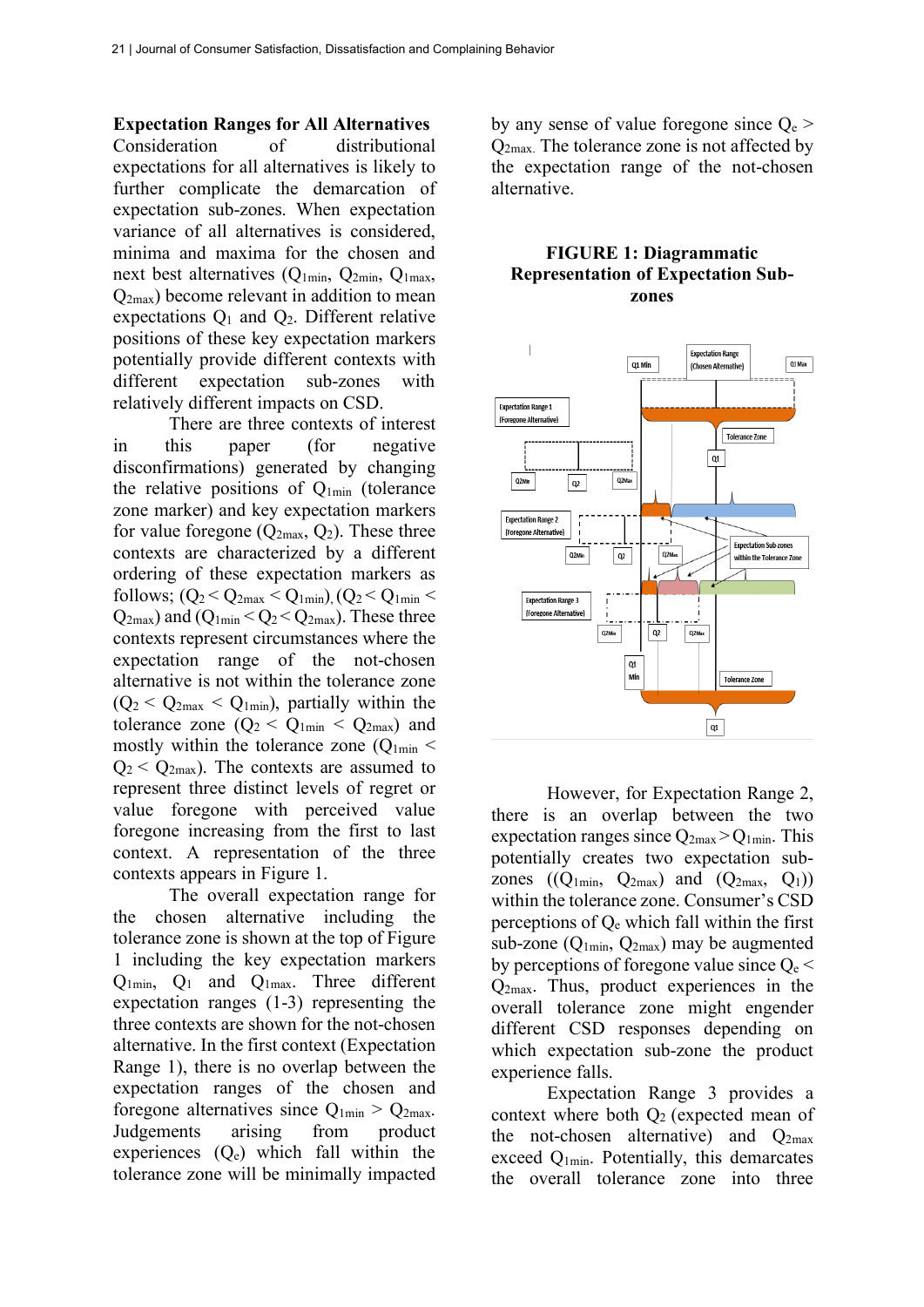### Expectation Ranges for All Alternatives

Consideration of distributional expectations for all alternatives is likely to further complicate the demarcation of expectation sub-zones. When expectation variance of all alternatives is considered, minima and maxima for the chosen and next best alternatives ($Q_{1min}$, $Q_{2min}$, $Q_{1max}$, $Q_{2max}$) become relevant in addition to mean expectations $Q_1$ and $Q_2$. Different relative positions of these key expectation markers potentially provide different contexts with different expectation sub-zones with relatively different impacts on CSD.

There are three contexts of interest in this paper (for negative disconfirmations) generated by changing the relative positions of $Q_{1min}$ (tolerance zone marker) and key expectation markers for value foregone ($Q_{2max}$, $Q_2$). These three contexts are characterized by a different ordering of these expectation markers as follows; ($Q_2 < Q_{2max} < Q_{1min}$), ($Q_2 < Q_{1min} < Q_{2max}$) and ($Q_{1min} < Q_2 < Q_{2max}$). These three contexts represent circumstances where the expectation range of the not-chosen alternative is not within the tolerance zone ($Q_2 < Q_{2max} < Q_{1min}$), partially within the tolerance zone ($Q_2 < Q_{1min} < Q_{2max}$) and mostly within the tolerance zone ($Q_{1min} < Q_2 < Q_{2max}$). The contexts are assumed to represent three distinct levels of regret or value foregone with perceived value foregone increasing from the first to last context. A representation of the three contexts appears in Figure 1.

The overall expectation range for the chosen alternative including the tolerance zone is shown at the top of Figure 1 including the key expectation markers $Q_{1min}$, $Q_1$ and $Q_{1max}$. Three different expectation ranges (1-3) representing the three contexts are shown for the not-chosen alternative. In the first context (Expectation Range 1), there is no overlap between the expectation ranges of the chosen and foregone alternatives since $Q_{1min} > Q_{2max}$. Judgements arising from product experiences ($Q_e$) which fall within the tolerance zone will be minimally impacted by any sense of value foregone since $Q_e > Q_{2max}$. The tolerance zone is not affected by the expectation range of the not-chosen alternative.

**FIGURE 1: Diagrammatic Representation of Expectation Sub-zones**

However, for Expectation Range 2, there is an overlap between the two expectation ranges since $Q_{2max} > Q_{1min}$. This potentially creates two expectation sub-zones (($Q_{1min}$, $Q_{2max}$) and ($Q_{2max}$, $Q_1$)) within the tolerance zone. Consumer's CSD perceptions of $Q_e$ which fall within the first sub-zone ($Q_{1min}$, $Q_{2max}$) may be augmented by perceptions of foregone value since $Q_e < Q_{2max}$. Thus, product experiences in the overall tolerance zone might engender different CSD responses depending on which expectation sub-zone the product experience falls.

Expectation Range 3 provides a context where both $Q_2$ (expected mean of the not-chosen alternative) and $Q_{2max}$ exceed $Q_{1min}$. Potentially, this demarcates the overall tolerance zone into three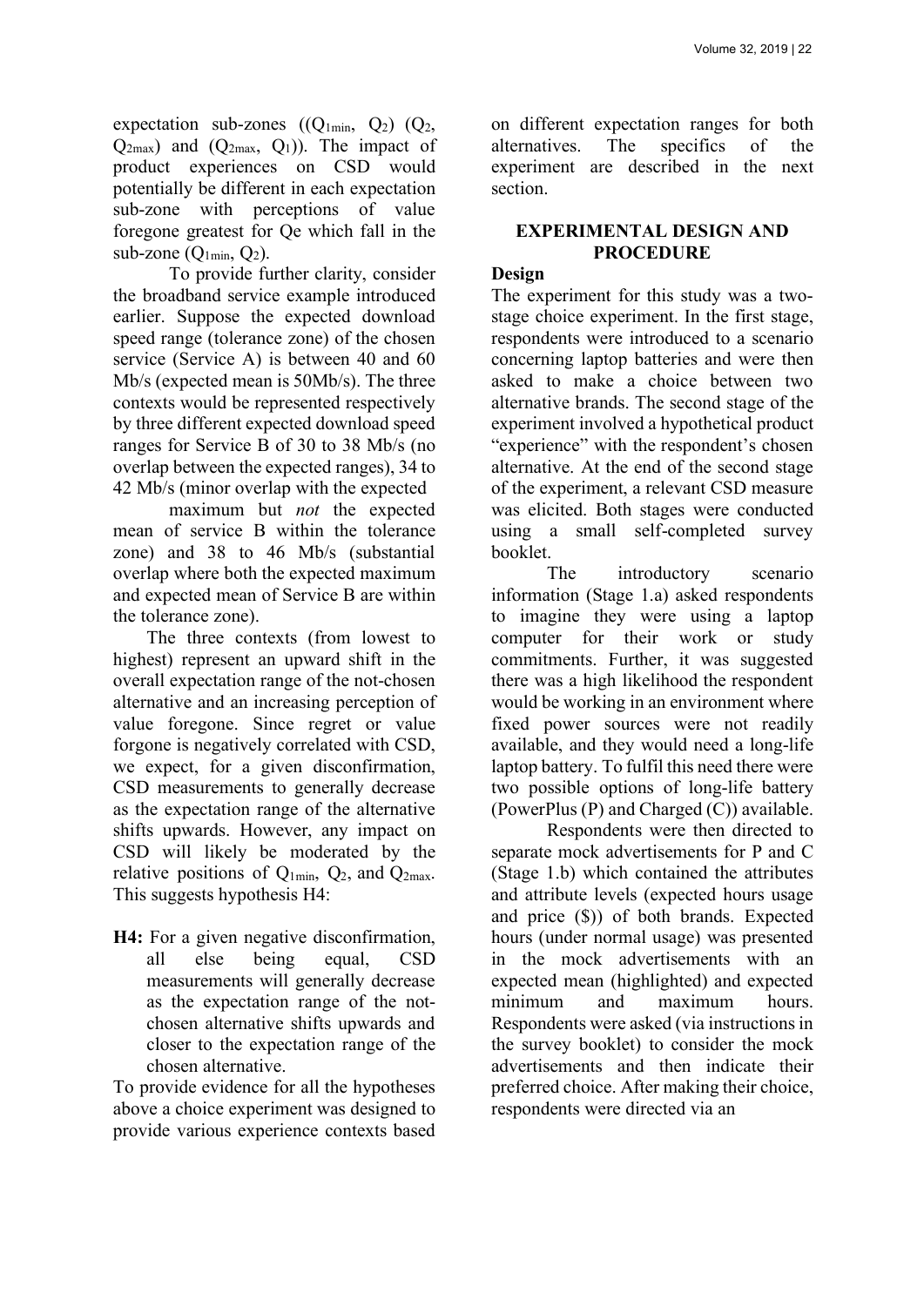expectation sub-zones (($Q_{1min}$, $Q_2$) ($Q_2$, $Q_{2max}$) and ($Q_{2max}$, $Q_1$)). The impact of product experiences on CSD would potentially be different in each expectation sub-zone with perceptions of value foregone greatest for Qe which fall in the sub-zone ($Q_{1min}$, $Q_2$).

To provide further clarity, consider the broadband service example introduced earlier. Suppose the expected download speed range (tolerance zone) of the chosen service (Service A) is between 40 and 60 Mb/s (expected mean is 50Mb/s). The three contexts would be represented respectively by three different expected download speed ranges for Service B of 30 to 38 Mb/s (no overlap between the expected ranges), 34 to 42 Mb/s (minor overlap with the expected maximum but *not* the expected mean of service B within the tolerance zone) and 38 to 46 Mb/s (substantial overlap where both the expected maximum and expected mean of Service B are within the tolerance zone).

The three contexts (from lowest to highest) represent an upward shift in the overall expectation range of the not-chosen alternative and an increasing perception of value foregone. Since regret or value forgone is negatively correlated with CSD, we expect, for a given disconfirmation, CSD measurements to generally decrease as the expectation range of the alternative shifts upwards. However, any impact on CSD will likely be moderated by the relative positions of $Q_{1min}$, $Q_2$, and $Q_{2max}$. This suggests hypothesis H4:

**H4:** For a given negative disconfirmation, all else being equal, CSD measurements will generally decrease as the expectation range of the not-chosen alternative shifts upwards and closer to the expectation range of the chosen alternative.

To provide evidence for all the hypotheses above a choice experiment was designed to provide various experience contexts based on different expectation ranges for both alternatives. The specifics of the experiment are described in the next section.

## EXPERIMENTAL DESIGN AND PROCEDURE

### Design

The experiment for this study was a two-stage choice experiment. In the first stage, respondents were introduced to a scenario concerning laptop batteries and were then asked to make a choice between two alternative brands. The second stage of the experiment involved a hypothetical product "experience" with the respondent's chosen alternative. At the end of the second stage of the experiment, a relevant CSD measure was elicited. Both stages were conducted using a small self-completed survey booklet.

The introductory scenario information (Stage 1.a) asked respondents to imagine they were using a laptop computer for their work or study commitments. Further, it was suggested there was a high likelihood the respondent would be working in an environment where fixed power sources were not readily available, and they would need a long-life laptop battery. To fulfil this need there were two possible options of long-life battery (PowerPlus (P) and Charged (C)) available.

Respondents were then directed to separate mock advertisements for P and C (Stage 1.b) which contained the attributes and attribute levels (expected hours usage and price ($)) of both brands. Expected hours (under normal usage) was presented in the mock advertisements with an expected mean (highlighted) and expected minimum and maximum hours. Respondents were asked (via instructions in the survey booklet) to consider the mock advertisements and then indicate their preferred choice. After making their choice, respondents were directed via an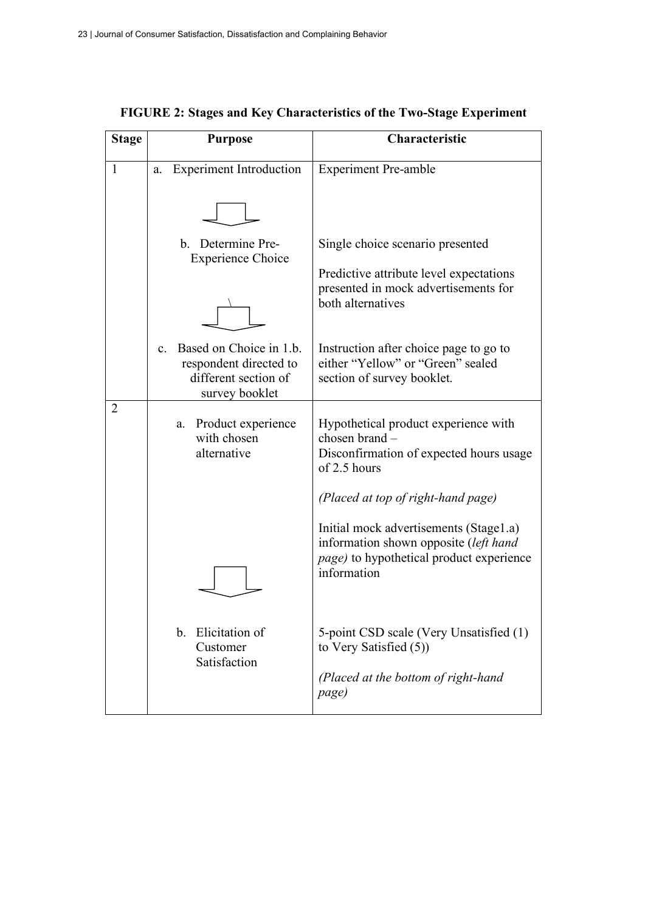**FIGURE 2: Stages and Key Characteristics of the Two-Stage Experiment**

| Stage | Purpose | Characteristic |
|---|---|---|
| 1 | a. Experiment Introduction | Experiment Pre-amble |
| | b. Determine Pre-Experience Choice | Single choice scenario presented<br><br>Predictive attribute level expectations presented in mock advertisements for both alternatives |
| | c. Based on Choice in 1.b. respondent directed to different section of survey booklet | Instruction after choice page to go to either "Yellow" or "Green" sealed section of survey booklet. |
| 2 | a. Product experience with chosen alternative | Hypothetical product experience with chosen brand – Disconfirmation of expected hours usage of 2.5 hours<br><br>*(Placed at top of right-hand page)*<br><br>Initial mock advertisements (Stage1.a) information shown opposite (*left hand page)* to hypothetical product experience information |
| | b. Elicitation of Customer Satisfaction | 5-point CSD scale (Very Unsatisfied (1) to Very Satisfied (5))<br><br>*(Placed at the bottom of right-hand page)* |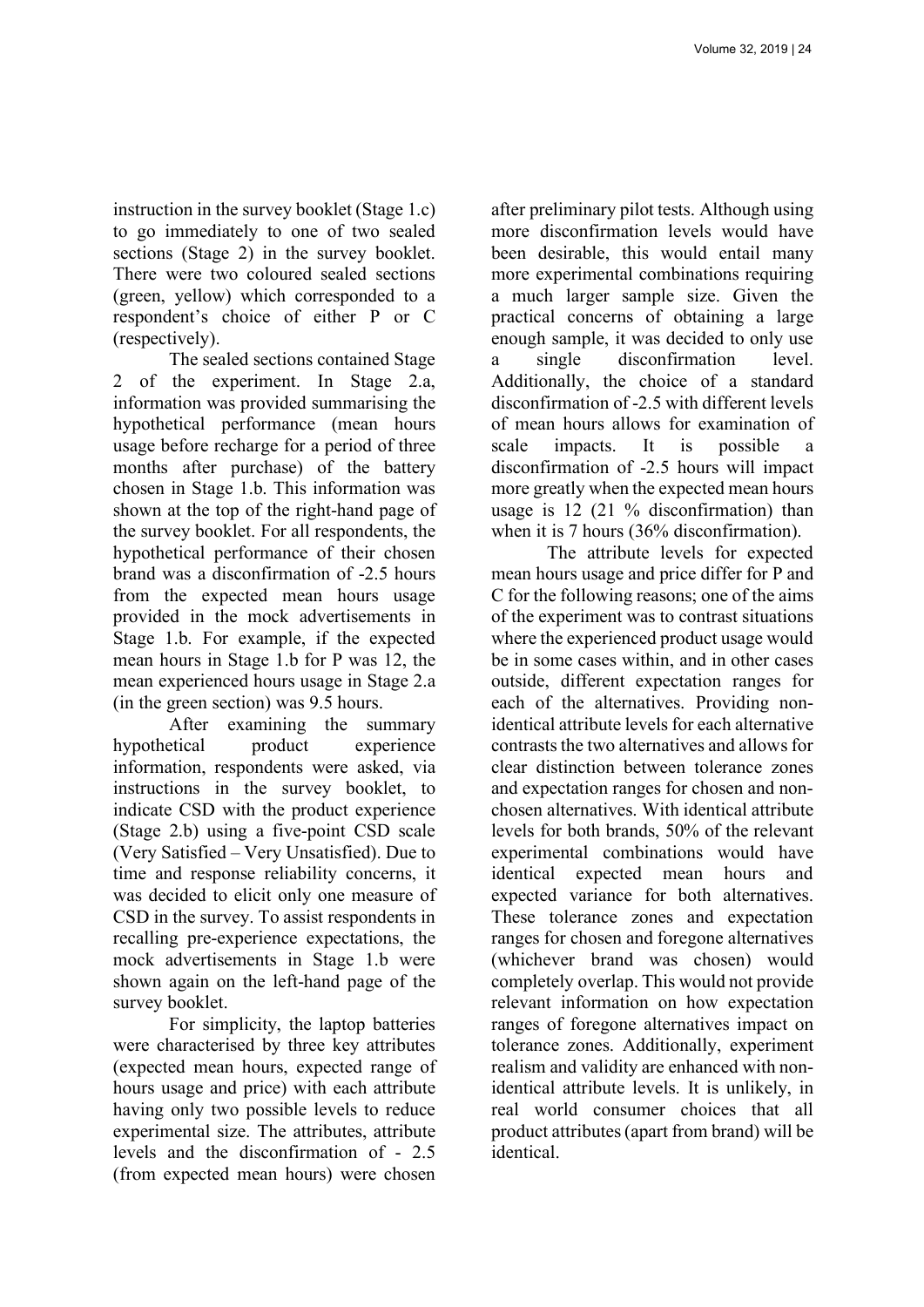instruction in the survey booklet (Stage 1.c) to go immediately to one of two sealed sections (Stage 2) in the survey booklet. There were two coloured sealed sections (green, yellow) which corresponded to a respondent's choice of either P or C (respectively).

The sealed sections contained Stage 2 of the experiment. In Stage 2.a, information was provided summarising the hypothetical performance (mean hours usage before recharge for a period of three months after purchase) of the battery chosen in Stage 1.b. This information was shown at the top of the right-hand page of the survey booklet. For all respondents, the hypothetical performance of their chosen brand was a disconfirmation of -2.5 hours from the expected mean hours usage provided in the mock advertisements in Stage 1.b. For example, if the expected mean hours in Stage 1.b for P was 12, the mean experienced hours usage in Stage 2.a (in the green section) was 9.5 hours.

After examining the summary hypothetical product experience information, respondents were asked, via instructions in the survey booklet, to indicate CSD with the product experience (Stage 2.b) using a five-point CSD scale (Very Satisfied – Very Unsatisfied). Due to time and response reliability concerns, it was decided to elicit only one measure of CSD in the survey. To assist respondents in recalling pre-experience expectations, the mock advertisements in Stage 1.b were shown again on the left-hand page of the survey booklet.

For simplicity, the laptop batteries were characterised by three key attributes (expected mean hours, expected range of hours usage and price) with each attribute having only two possible levels to reduce experimental size. The attributes, attribute levels and the disconfirmation of - 2.5 (from expected mean hours) were chosen after preliminary pilot tests. Although using more disconfirmation levels would have been desirable, this would entail many more experimental combinations requiring a much larger sample size. Given the practical concerns of obtaining a large enough sample, it was decided to only use a single disconfirmation level. Additionally, the choice of a standard disconfirmation of -2.5 with different levels of mean hours allows for examination of scale impacts. It is possible a disconfirmation of -2.5 hours will impact more greatly when the expected mean hours usage is 12 (21 % disconfirmation) than when it is 7 hours (36% disconfirmation).

The attribute levels for expected mean hours usage and price differ for P and C for the following reasons; one of the aims of the experiment was to contrast situations where the experienced product usage would be in some cases within, and in other cases outside, different expectation ranges for each of the alternatives. Providing non-identical attribute levels for each alternative contrasts the two alternatives and allows for clear distinction between tolerance zones and expectation ranges for chosen and non-chosen alternatives. With identical attribute levels for both brands, 50% of the relevant experimental combinations would have identical expected mean hours and expected variance for both alternatives. These tolerance zones and expectation ranges for chosen and foregone alternatives (whichever brand was chosen) would completely overlap. This would not provide relevant information on how expectation ranges of foregone alternatives impact on tolerance zones. Additionally, experiment realism and validity are enhanced with non-identical attribute levels. It is unlikely, in real world consumer choices that all product attributes (apart from brand) will be identical.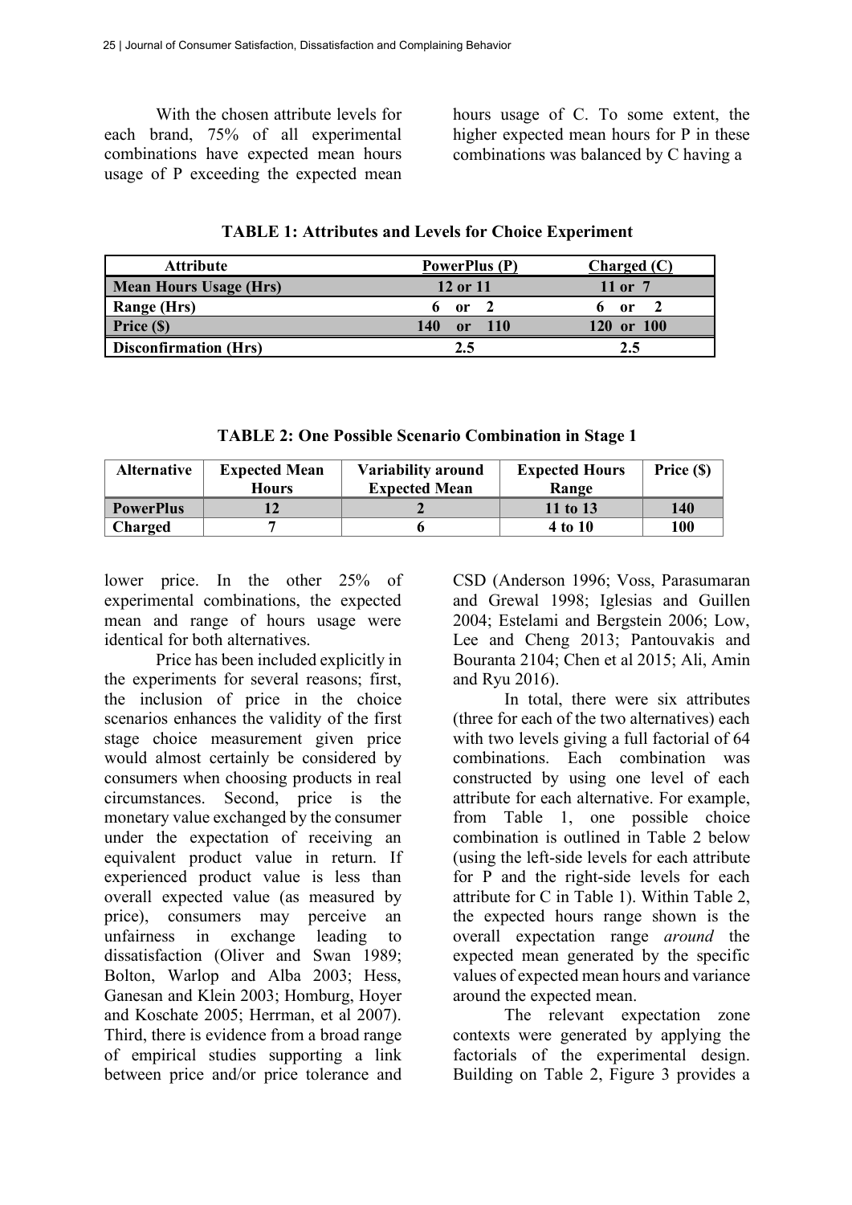With the chosen attribute levels for each brand, 75% of all experimental combinations have expected mean hours usage of P exceeding the expected mean hours usage of C. To some extent, the higher expected mean hours for P in these combinations was balanced by C having a lower price. In the other 25% of experimental combinations, the expected mean and range of hours usage were identical for both alternatives.

**TABLE 1: Attributes and Levels for Choice Experiment**

| Attribute | PowerPlus (P) | Charged (C) |
|---|---|---|
| Mean Hours Usage (Hrs) | 12 or 11 | 11 or 7 |
| Range (Hrs) | 6 or 2 | 6 or 2 |
| Price ($) | 140 or 110 | 120 or 100 |
| Disconfirmation (Hrs) | 2.5 | 2.5 |

**TABLE 2: One Possible Scenario Combination in Stage 1**

| Alternative | Expected Mean Hours | Variability around Expected Mean | Expected Hours Range | Price ($) |
|---|---|---|---|---|
| PowerPlus | 12 | 2 | 11 to 13 | 140 |
| Charged | 7 | 6 | 4 to 10 | 100 |

Price has been included explicitly in the experiments for several reasons; first, the inclusion of price in the choice scenarios enhances the validity of the first stage choice measurement given price would almost certainly be considered by consumers when choosing products in real circumstances. Second, price is the monetary value exchanged by the consumer under the expectation of receiving an equivalent product value in return. If experienced product value is less than overall expected value (as measured by price), consumers may perceive an unfairness in exchange leading to dissatisfaction (Oliver and Swan 1989; Bolton, Warlop and Alba 2003; Hess, Ganesan and Klein 2003; Homburg, Hoyer and Koschate 2005; Herrman, et al 2007). Third, there is evidence from a broad range of empirical studies supporting a link between price and/or price tolerance and CSD (Anderson 1996; Voss, Parasumaran and Grewal 1998; Iglesias and Guillen 2004; Estelami and Bergstein 2006; Low, Lee and Cheng 2013; Pantouvakis and Bouranta 2104; Chen et al 2015; Ali, Amin and Ryu 2016).

In total, there were six attributes (three for each of the two alternatives) each with two levels giving a full factorial of 64 combinations. Each combination was constructed by using one level of each attribute for each alternative. For example, from Table 1, one possible choice combination is outlined in Table 2 below (using the left-side levels for each attribute for P and the right-side levels for each attribute for C in Table 1). Within Table 2, the expected hours range shown is the overall expectation range *around* the expected mean generated by the specific values of expected mean hours and variance around the expected mean.

The relevant expectation zone contexts were generated by applying the factorials of the experimental design. Building on Table 2, Figure 3 provides a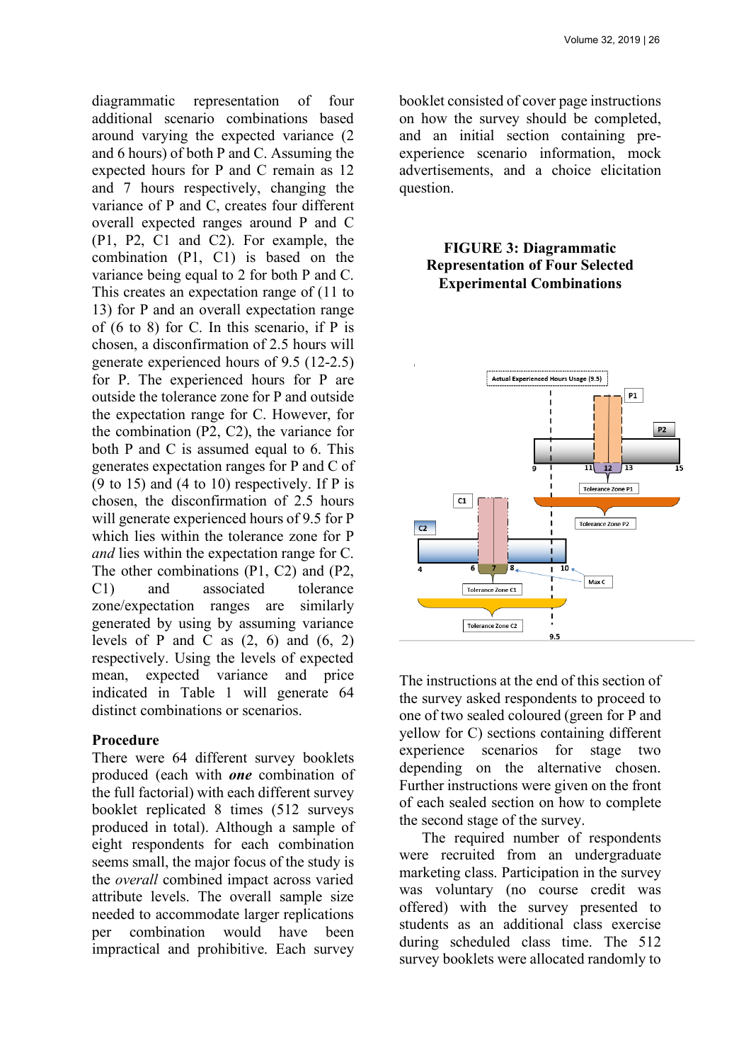diagrammatic representation of four additional scenario combinations based around varying the expected variance (2 and 6 hours) of both P and C. Assuming the expected hours for P and C remain as 12 and 7 hours respectively, changing the variance of P and C, creates four different overall expected ranges around P and C (P1, P2, C1 and C2). For example, the combination (P1, C1) is based on the variance being equal to 2 for both P and C. This creates an expectation range of (11 to 13) for P and an overall expectation range of (6 to 8) for C. In this scenario, if P is chosen, a disconfirmation of 2.5 hours will generate experienced hours of 9.5 (12-2.5) for P. The experienced hours for P are outside the tolerance zone for P and outside the expectation range for C. However, for the combination (P2, C2), the variance for both P and C is assumed equal to 6. This generates expectation ranges for P and C of (9 to 15) and (4 to 10) respectively. If P is chosen, the disconfirmation of 2.5 hours will generate experienced hours of 9.5 for P which lies within the tolerance zone for P *and* lies within the expectation range for C. The other combinations (P1, C2) and (P2, C1) and associated tolerance zone/expectation ranges are similarly generated by using by assuming variance levels of P and C as (2, 6) and (6, 2) respectively. Using the levels of expected mean, expected variance and price indicated in Table 1 will generate 64 distinct combinations or scenarios.

## Procedure

There were 64 different survey booklets produced (each with ***one*** combination of the full factorial) with each different survey booklet replicated 8 times (512 surveys produced in total). Although a sample of eight respondents for each combination seems small, the major focus of the study is the *overall* combined impact across varied attribute levels. The overall sample size needed to accommodate larger replications per combination would have been impractical and prohibitive. Each survey booklet consisted of cover page instructions on how the survey should be completed, and an initial section containing pre-experience scenario information, mock advertisements, and a choice elicitation question.

**FIGURE 3: Diagrammatic Representation of Four Selected Experimental Combinations**

The instructions at the end of this section of the survey asked respondents to proceed to one of two sealed coloured (green for P and yellow for C) sections containing different experience scenarios for stage two depending on the alternative chosen. Further instructions were given on the front of each sealed section on how to complete the second stage of the survey.

The required number of respondents were recruited from an undergraduate marketing class. Participation in the survey was voluntary (no course credit was offered) with the survey presented to students as an additional class exercise during scheduled class time. The 512 survey booklets were allocated randomly to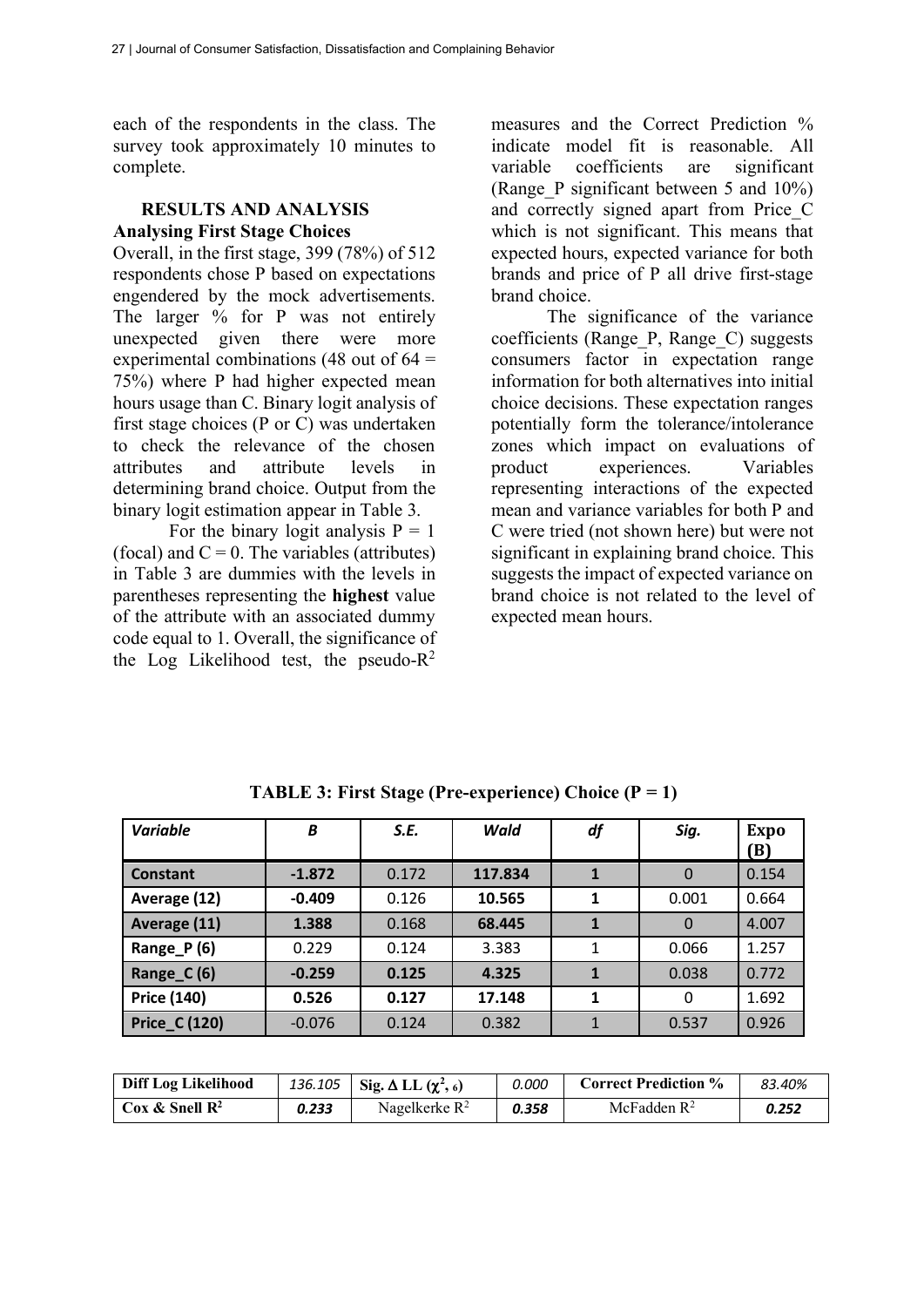each of the respondents in the class. The survey took approximately 10 minutes to complete.

## RESULTS AND ANALYSIS

### Analysing First Stage Choices

Overall, in the first stage, 399 (78%) of 512 respondents chose P based on expectations engendered by the mock advertisements. The larger % for P was not entirely unexpected given there were more experimental combinations (48 out of 64 = 75%) where P had higher expected mean hours usage than C. Binary logit analysis of first stage choices (P or C) was undertaken to check the relevance of the chosen attributes and attribute levels in determining brand choice. Output from the binary logit estimation appear in Table 3.

For the binary logit analysis P = 1 (focal) and C = 0. The variables (attributes) in Table 3 are dummies with the levels in parentheses representing the **highest** value of the attribute with an associated dummy code equal to 1. Overall, the significance of the Log Likelihood test, the pseudo-$R^2$ measures and the Correct Prediction % indicate model fit is reasonable. All variable coefficients are significant (Range_P significant between 5 and 10%) and correctly signed apart from Price_C which is not significant. This means that expected hours, expected variance for both brands and price of P all drive first-stage brand choice.

The significance of the variance coefficients (Range_P, Range_C) suggests consumers factor in expectation range information for both alternatives into initial choice decisions. These expectation ranges potentially form the tolerance/intolerance zones which impact on evaluations of product experiences. Variables representing interactions of the expected mean and variance variables for both P and C were tried (not shown here) but were not significant in explaining brand choice. This suggests the impact of expected variance on brand choice is not related to the level of expected mean hours.

**TABLE 3: First Stage (Pre-experience) Choice (P = 1)**

| *Variable* | *B* | *S.E.* | *Wald* | *df* | *Sig.* | **Expo (B)** |
|---|---|---|---|---|---|---|
| **Constant** | **-1.872** | 0.172 | **117.834** | **1** | 0 | 0.154 |
| **Average (12)** | **-0.409** | 0.126 | **10.565** | **1** | 0.001 | 0.664 |
| **Average (11)** | **1.388** | 0.168 | **68.445** | **1** | 0 | 4.007 |
| **Range_P (6)** | 0.229 | 0.124 | 3.383 | 1 | 0.066 | 1.257 |
| **Range_C (6)** | **-0.259** | **0.125** | **4.325** | **1** | 0.038 | 0.772 |
| **Price (140)** | **0.526** | **0.127** | **17.148** | **1** | 0 | 1.692 |
| **Price_C (120)** | -0.076 | 0.124 | 0.382 | 1 | 0.537 | 0.926 |

| **Diff Log Likelihood** | *136.105* | **Sig. Δ LL ($\chi^2$, 6)** | *0.000* | **Correct Prediction %** | *83.40%* |
|---|---|---|---|---|---|
| **Cox & Snell $R^2$** | ***0.233*** | Nagelkerke $R^2$ | ***0.358*** | McFadden $R^2$ | ***0.252*** |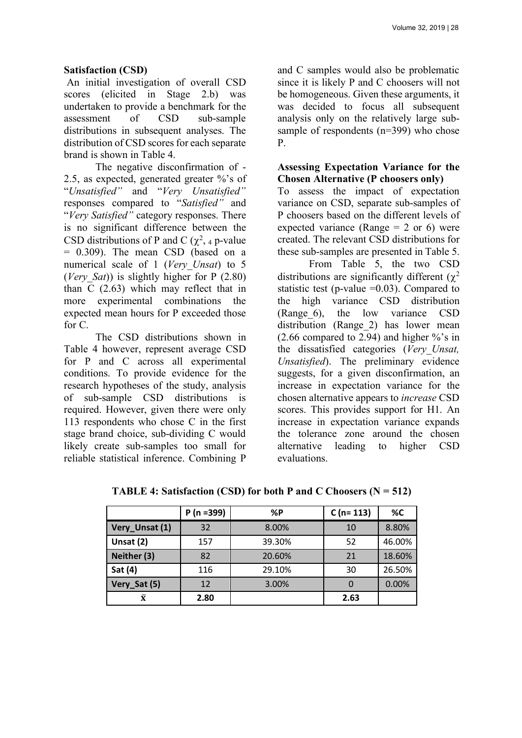**Satisfaction (CSD)**

An initial investigation of overall CSD scores (elicited in Stage 2.b) was undertaken to provide a benchmark for the assessment of CSD sub-sample distributions in subsequent analyses. The distribution of CSD scores for each separate brand is shown in Table 4.

The negative disconfirmation of -2.5, as expected, generated greater %'s of "*Unsatisfied"* and "*Very Unsatisfied"* responses compared to "*Satisfied"* and "*Very Satisfied"* category responses. There is no significant difference between the CSD distributions of P and C ($\chi^2$, $_4$ p-value = 0.309). The mean CSD (based on a numerical scale of 1 (*Very_Unsat*) to 5 (*Very_Sat*)) is slightly higher for P (2.80) than C (2.63) which may reflect that in more experimental combinations the expected mean hours for P exceeded those for C.

The CSD distributions shown in Table 4 however, represent average CSD for P and C across all experimental conditions. To provide evidence for the research hypotheses of the study, analysis of sub-sample CSD distributions is required. However, given there were only 113 respondents who chose C in the first stage brand choice, sub-dividing C would likely create sub-samples too small for reliable statistical inference. Combining P and C samples would also be problematic since it is likely P and C choosers will not be homogeneous. Given these arguments, it was decided to focus all subsequent analysis only on the relatively large sub-sample of respondents (n=399) who chose P.

**Assessing Expectation Variance for the Chosen Alternative (P choosers only)**

To assess the impact of expectation variance on CSD, separate sub-samples of P choosers based on the different levels of expected variance (Range = 2 or 6) were created. The relevant CSD distributions for these sub-samples are presented in Table 5.

From Table 5, the two CSD distributions are significantly different ($\chi^2$ statistic test (p-value =0.03). Compared to the high variance CSD distribution (Range_6), the low variance CSD distribution (Range_2) has lower mean (2.66 compared to 2.94) and higher %'s in the dissatisfied categories (*Very_Unsat, Unsatisfied*). The preliminary evidence suggests, for a given disconfirmation, an increase in expectation variance for the chosen alternative appears to *increase* CSD scores. This provides support for H1. An increase in expectation variance expands the tolerance zone around the chosen alternative leading to higher CSD evaluations.

**TABLE 4: Satisfaction (CSD) for both P and C Choosers (N = 512)**

| | P (n =399) | %P | C (n= 113) | %C |
|---|---|---|---|---|
| **Very_Unsat (1)** | 32 | 8.00% | 10 | 8.80% |
| **Unsat (2)** | 157 | 39.30% | 52 | 46.00% |
| **Neither (3)** | 82 | 20.60% | 21 | 18.60% |
| **Sat (4)** | 116 | 29.10% | 30 | 26.50% |
| **Very_Sat (5)** | 12 | 3.00% | 0 | 0.00% |
| $\bar{\mathbf{x}}$ | **2.80** | | **2.63** | |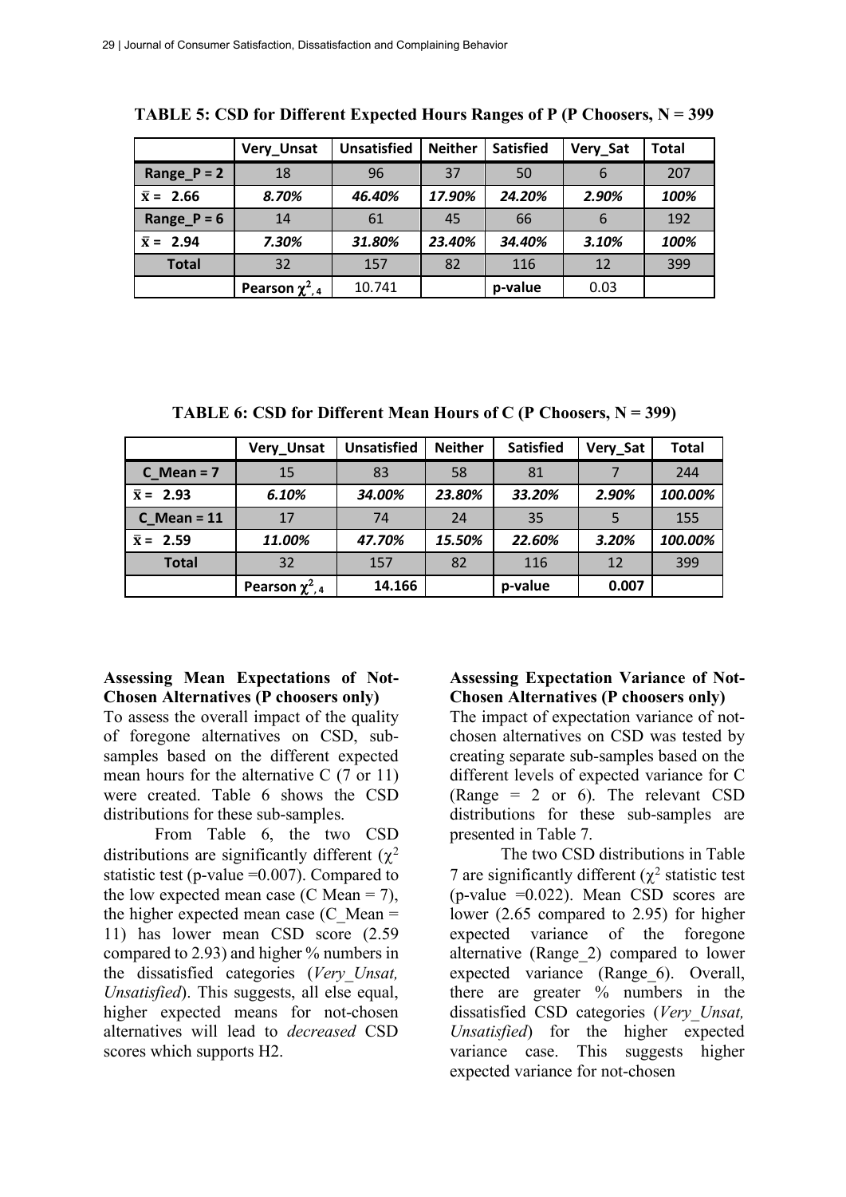**TABLE 5: CSD for Different Expected Hours Ranges of P (P Choosers, N = 399**

| | Very_Unsat | Unsatisfied | Neither | Satisfied | Very_Sat | Total |
|---|---|---|---|---|---|---|
| Range_P = 2 | 18 | 96 | 37 | 50 | 6 | 207 |
| $\bar{x}$ = 2.66 | *8.70%* | *46.40%* | *17.90%* | *24.20%* | *2.90%* | *100%* |
| Range_P = 6 | 14 | 61 | 45 | 66 | 6 | 192 |
| $\bar{x}$ = 2.94 | *7.30%* | *31.80%* | *23.40%* | *34.40%* | *3.10%* | *100%* |
| Total | 32 | 157 | 82 | 116 | 12 | 399 |
| | Pearson $\chi^2_{,4}$ | 10.741 | | p-value | 0.03 | |

**TABLE 6: CSD for Different Mean Hours of C (P Choosers, N = 399)**

| | Very_Unsat | Unsatisfied | Neither | Satisfied | Very_Sat | Total |
|---|---|---|---|---|---|---|
| C_Mean = 7 | 15 | 83 | 58 | 81 | 7 | 244 |
| $\bar{x}$ = 2.93 | *6.10%* | *34.00%* | *23.80%* | *33.20%* | *2.90%* | *100.00%* |
| C_Mean = 11 | 17 | 74 | 24 | 35 | 5 | 155 |
| $\bar{x}$ = 2.59 | *11.00%* | *47.70%* | *15.50%* | *22.60%* | *3.20%* | *100.00%* |
| Total | 32 | 157 | 82 | 116 | 12 | 399 |
| | Pearson $\chi^2_{,4}$ | **14.166** | | p-value | **0.007** | |

**Assessing Mean Expectations of Not-Chosen Alternatives (P choosers only)**

To assess the overall impact of the quality of foregone alternatives on CSD, sub-samples based on the different expected mean hours for the alternative C (7 or 11) were created. Table 6 shows the CSD distributions for these sub-samples.

From Table 6, the two CSD distributions are significantly different ($\chi^2$ statistic test (p-value =0.007). Compared to the low expected mean case (C Mean = 7), the higher expected mean case (C_Mean = 11) has lower mean CSD score (2.59 compared to 2.93) and higher % numbers in the dissatisfied categories (*Very_Unsat, Unsatisfied*). This suggests, all else equal, higher expected means for not-chosen alternatives will lead to *decreased* CSD scores which supports H2.

**Assessing Expectation Variance of Not-Chosen Alternatives (P choosers only)**

The impact of expectation variance of not-chosen alternatives on CSD was tested by creating separate sub-samples based on the different levels of expected variance for C (Range = 2 or 6). The relevant CSD distributions for these sub-samples are presented in Table 7.

The two CSD distributions in Table 7 are significantly different ($\chi^2$ statistic test (p-value =0.022). Mean CSD scores are lower (2.65 compared to 2.95) for higher expected variance of the foregone alternative (Range_2) compared to lower expected variance (Range_6). Overall, there are greater % numbers in the dissatisfied CSD categories (*Very_Unsat, Unsatisfied*) for the higher expected variance case. This suggests higher expected variance for not-chosen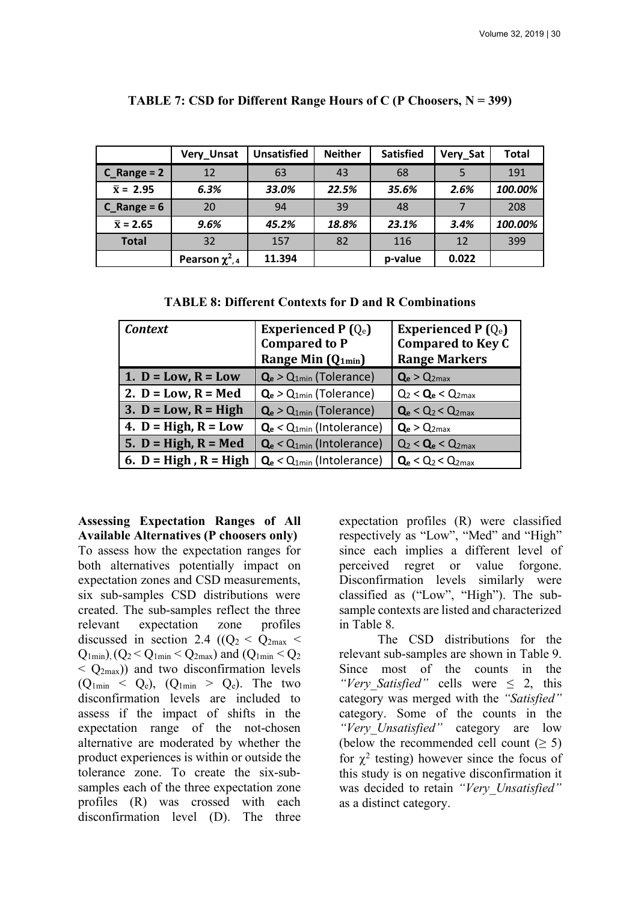**TABLE 7: CSD for Different Range Hours of C (P Choosers, N = 399)**

| | Very_Unsat | Unsatisfied | Neither | Satisfied | Very_Sat | Total |
|---|---|---|---|---|---|---|
| **C_Range = 2** | 12 | 63 | 43 | 68 | 5 | 191 |
| **$\bar{x}$ = 2.95** | *6.3%* | *33.0%* | *22.5%* | *35.6%* | *2.6%* | *100.00%* |
| **C_Range = 6** | 20 | 94 | 39 | 48 | 7 | 208 |
| **$\bar{x}$ = 2.65** | *9.6%* | *45.2%* | *18.8%* | *23.1%* | *3.4%* | *100.00%* |
| **Total** | 32 | 157 | 82 | 116 | 12 | 399 |
| | **Pearson $\chi^2_{,4}$** | **11.394** | | **p-value** | **0.022** | |

**TABLE 8: Different Contexts for D and R Combinations**

| *Context* | **Experienced P ($Q_e$) Compared to P Range Min ($Q_{1min}$)** | **Experienced P ($Q_e$) Compared to Key C Range Markers** |
|---|---|---|
| **1. D = Low, R = Low** | $Q_e > Q_{1min}$ (Tolerance) | $Q_e > Q_{2max}$ |
| **2. D = Low, R = Med** | $Q_e > Q_{1min}$ (Tolerance) | $Q_2 < Q_e < Q_{2max}$ |
| **3. D = Low, R = High** | $Q_e > Q_{1min}$ (Tolerance) | $Q_e < Q_2 < Q_{2max}$ |
| **4. D = High, R = Low** | $Q_e < Q_{1min}$ (Intolerance) | $Q_e > Q_{2max}$ |
| **5. D = High, R = Med** | $Q_e < Q_{1min}$ (Intolerance) | $Q_2 < Q_e < Q_{2max}$ |
| **6. D = High , R = High** | $Q_e < Q_{1min}$ (Intolerance) | $Q_e < Q_2 < Q_{2max}$ |

**Assessing Expectation Ranges of All Available Alternatives (P choosers only)**

To assess how the expectation ranges for both alternatives potentially impact on expectation zones and CSD measurements, six sub-samples CSD distributions were created. The sub-samples reflect the three relevant expectation zone profiles discussed in section 2.4 (($Q_2 < Q_{2max} < Q_{1min}$), ($Q_2 < Q_{1min} < Q_{2max}$) and ($Q_{1min} < Q_2 < Q_{2max}$)) and two disconfirmation levels ($Q_{1min} < Q_e$), ($Q_{1min} > Q_e$). The two disconfirmation levels are included to assess if the impact of shifts in the expectation range of the not-chosen alternative are moderated by whether the product experiences is within or outside the tolerance zone. To create the six-sub-samples each of the three expectation zone profiles (R) was crossed with each disconfirmation level (D). The three expectation profiles (R) were classified respectively as "Low", "Med" and "High" since each implies a different level of perceived regret or value forgone. Disconfirmation levels similarly were classified as ("Low", "High"). The sub-sample contexts are listed and characterized in Table 8.

The CSD distributions for the relevant sub-samples are shown in Table 9. Since most of the counts in the *"Very_Satisfied"* cells were $\leq 2$, this category was merged with the *"Satisfied"* category. Some of the counts in the *"Very_Unsatisfied"* category are low (below the recommended cell count ($\geq 5$) for $\chi^2$ testing) however since the focus of this study is on negative disconfirmation it was decided to retain *"Very_Unsatisfied"* as a distinct category.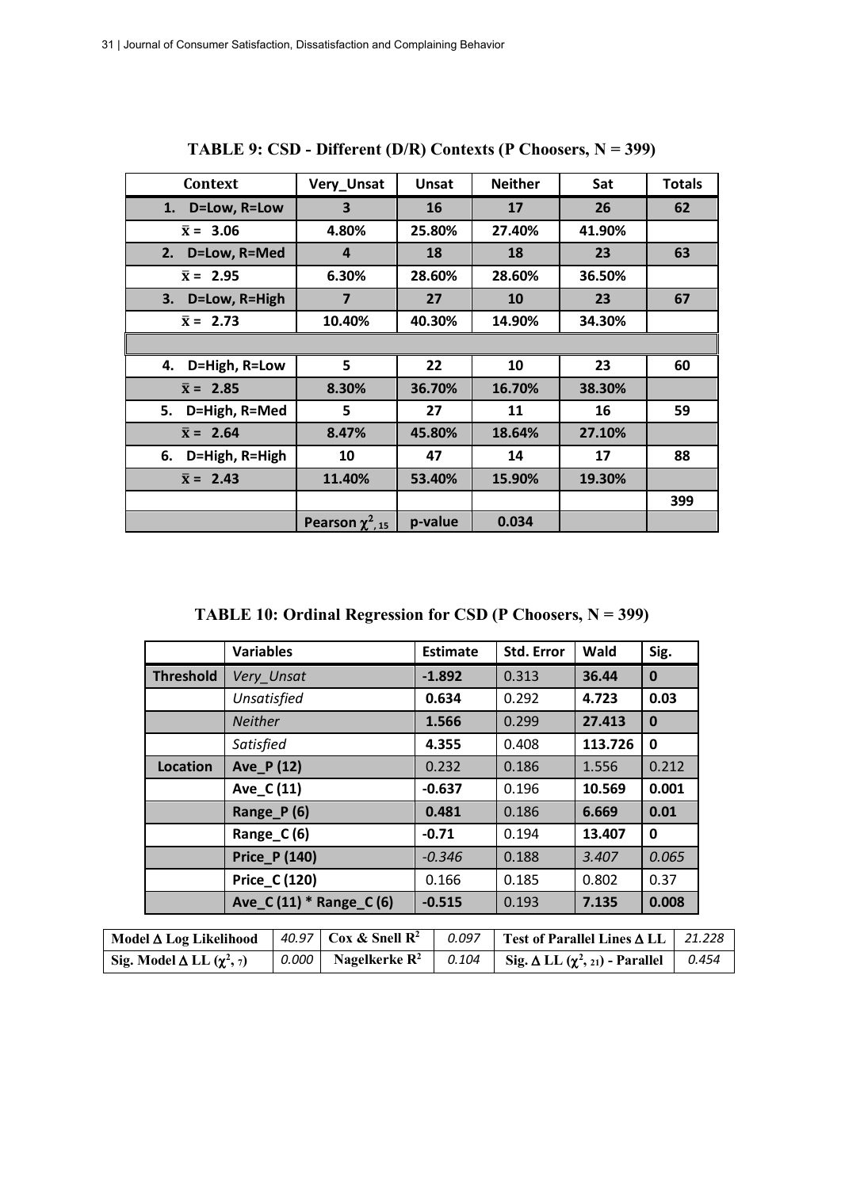**TABLE 9: CSD - Different (D/R) Contexts (P Choosers, N = 399)**

| Context | Very_Unsat | Unsat | Neither | Sat | Totals |
|---|---|---|---|---|---|
| **1. D=Low, R=Low** | **3** | **16** | **17** | **26** | **62** |
| **$\bar{x}$ = 3.06** | **4.80%** | **25.80%** | **27.40%** | **41.90%** | |
| **2. D=Low, R=Med** | **4** | **18** | **18** | **23** | **63** |
| **$\bar{x}$ = 2.95** | **6.30%** | **28.60%** | **28.60%** | **36.50%** | |
| **3. D=Low, R=High** | **7** | **27** | **10** | **23** | **67** |
| **$\bar{x}$ = 2.73** | **10.40%** | **40.30%** | **14.90%** | **34.30%** | |
| | | | | | |
| **4. D=High, R=Low** | **5** | **22** | **10** | **23** | **60** |
| **$\bar{x}$ = 2.85** | **8.30%** | **36.70%** | **16.70%** | **38.30%** | |
| **5. D=High, R=Med** | **5** | **27** | **11** | **16** | **59** |
| **$\bar{x}$ = 2.64** | **8.47%** | **45.80%** | **18.64%** | **27.10%** | |
| **6. D=High, R=High** | **10** | **47** | **14** | **17** | **88** |
| **$\bar{x}$ = 2.43** | **11.40%** | **53.40%** | **15.90%** | **19.30%** | |
| | | | | | **399** |
| | **Pearson $\chi^2_{,15}$** | **p-value** | **0.034** | | |

**TABLE 10: Ordinal Regression for CSD (P Choosers, N = 399)**

| | Variables | Estimate | Std. Error | Wald | Sig. |
|---|---|---|---|---|---|
| **Threshold** | *Very_Unsat* | **-1.892** | 0.313 | **36.44** | **0** |
| | *Unsatisfied* | **0.634** | 0.292 | **4.723** | **0.03** |
| | *Neither* | **1.566** | 0.299 | **27.413** | **0** |
| | *Satisfied* | **4.355** | 0.408 | **113.726** | **0** |
| **Location** | **Ave_P (12)** | 0.232 | 0.186 | 1.556 | 0.212 |
| | **Ave_C (11)** | **-0.637** | 0.196 | **10.569** | **0.001** |
| | **Range_P (6)** | **0.481** | 0.186 | **6.669** | **0.01** |
| | **Range_C (6)** | **-0.71** | 0.194 | **13.407** | **0** |
| | **Price_P (140)** | *-0.346* | 0.188 | *3.407* | *0.065* |
| | **Price_C (120)** | 0.166 | 0.185 | 0.802 | 0.37 |
| | **Ave_C (11) * Range_C (6)** | **-0.515** | 0.193 | **7.135** | **0.008** |

| **Model Δ Log Likelihood** | *40.97* | **Cox & Snell $R^2$** | *0.097* | **Test of Parallel Lines Δ LL** | *21.228* |
|---|---|---|---|---|---|
| **Sig. Model Δ LL ($\chi^2$, 7)** | *0.000* | **Nagelkerke $R^2$** | *0.104* | **Sig. Δ LL ($\chi^2$, 21) - Parallel** | *0.454* |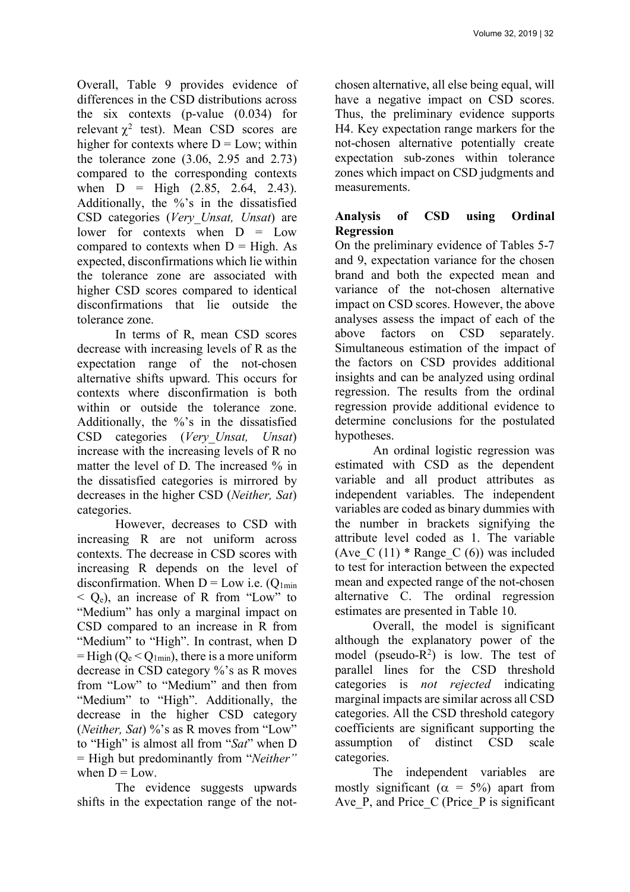Overall, Table 9 provides evidence of differences in the CSD distributions across the six contexts (p-value (0.034) for relevant $\chi^2$ test). Mean CSD scores are higher for contexts where D = Low; within the tolerance zone (3.06, 2.95 and 2.73) compared to the corresponding contexts when D = High (2.85, 2.64, 2.43). Additionally, the %'s in the dissatisfied CSD categories (*Very_Unsat, Unsat*) are lower for contexts when D = Low compared to contexts when D = High. As expected, disconfirmations which lie within the tolerance zone are associated with higher CSD scores compared to identical disconfirmations that lie outside the tolerance zone.

In terms of R, mean CSD scores decrease with increasing levels of R as the expectation range of the not-chosen alternative shifts upward. This occurs for contexts where disconfirmation is both within or outside the tolerance zone. Additionally, the %'s in the dissatisfied CSD categories (*Very_Unsat, Unsat*) increase with the increasing levels of R no matter the level of D. The increased % in the dissatisfied categories is mirrored by decreases in the higher CSD (*Neither, Sat*) categories.

However, decreases to CSD with increasing R are not uniform across contexts. The decrease in CSD scores with increasing R depends on the level of disconfirmation. When D = Low i.e. ($Q_{1min} < Q_e$), an increase of R from "Low" to "Medium" has only a marginal impact on CSD compared to an increase in R from "Medium" to "High". In contrast, when D = High ($Q_e < Q_{1min}$), there is a more uniform decrease in CSD category %'s as R moves from "Low" to "Medium" and then from "Medium" to "High". Additionally, the decrease in the higher CSD category (*Neither, Sat*) %'s as R moves from "Low" to "High" is almost all from "*Sat*" when D = High but predominantly from "*Neither*" when D = Low.

The evidence suggests upwards shifts in the expectation range of the not-chosen alternative, all else being equal, will have a negative impact on CSD scores. Thus, the preliminary evidence supports H4. Key expectation range markers for the not-chosen alternative potentially create expectation sub-zones within tolerance zones which impact on CSD judgments and measurements.

## Analysis of CSD using Ordinal Regression

On the preliminary evidence of Tables 5-7 and 9, expectation variance for the chosen brand and both the expected mean and variance of the not-chosen alternative impact on CSD scores. However, the above analyses assess the impact of each of the above factors on CSD separately. Simultaneous estimation of the impact of the factors on CSD provides additional insights and can be analyzed using ordinal regression. The results from the ordinal regression provide additional evidence to determine conclusions for the postulated hypotheses.

An ordinal logistic regression was estimated with CSD as the dependent variable and all product attributes as independent variables. The independent variables are coded as binary dummies with the number in brackets signifying the attribute level coded as 1. The variable (Ave_C (11) * Range_C (6)) was included to test for interaction between the expected mean and expected range of the not-chosen alternative C. The ordinal regression estimates are presented in Table 10.

Overall, the model is significant although the explanatory power of the model (pseudo-$R^2$) is low. The test of parallel lines for the CSD threshold categories is *not rejected* indicating marginal impacts are similar across all CSD categories. All the CSD threshold category coefficients are significant supporting the assumption of distinct CSD scale categories.

The independent variables are mostly significant ($\alpha$ = 5%) apart from Ave_P, and Price_C (Price_P is significant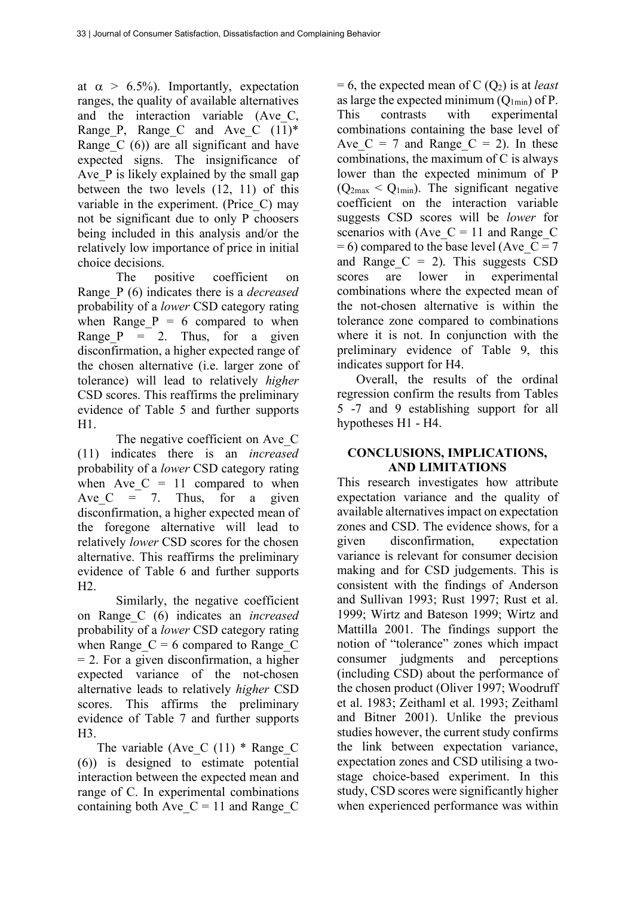at $\alpha > 6.5\%$). Importantly, expectation ranges, the quality of available alternatives and the interaction variable (Ave_C, Range_P, Range_C and Ave_C (11)* Range_C (6)) are all significant and have expected signs. The insignificance of Ave_P is likely explained by the small gap between the two levels (12, 11) of this variable in the experiment. (Price_C) may not be significant due to only P choosers being included in this analysis and/or the relatively low importance of price in initial choice decisions.

The positive coefficient on Range_P (6) indicates there is a *decreased* probability of a *lower* CSD category rating when Range_P = 6 compared to when Range_P = 2. Thus, for a given disconfirmation, a higher expected range of the chosen alternative (i.e. larger zone of tolerance) will lead to relatively *higher* CSD scores. This reaffirms the preliminary evidence of Table 5 and further supports H1.

The negative coefficient on Ave_C (11) indicates there is an *increased* probability of a *lower* CSD category rating when Ave_C = 11 compared to when Ave_C = 7. Thus, for a given disconfirmation, a higher expected mean of the foregone alternative will lead to relatively *lower* CSD scores for the chosen alternative. This reaffirms the preliminary evidence of Table 6 and further supports H2.

Similarly, the negative coefficient on Range_C (6) indicates an *increased* probability of a *lower* CSD category rating when Range_C = 6 compared to Range_C = 2. For a given disconfirmation, a higher expected variance of the not-chosen alternative leads to relatively *higher* CSD scores. This affirms the preliminary evidence of Table 7 and further supports H3.

The variable (Ave_C (11) * Range_C (6)) is designed to estimate potential interaction between the expected mean and range of C. In experimental combinations containing both Ave_C = 11 and Range_C = 6, the expected mean of C ($Q_2$) is at *least* as large the expected minimum ($Q_{1min}$) of P. This contrasts with experimental combinations containing the base level of Ave_C = 7 and Range_C = 2). In these combinations, the maximum of C is always lower than the expected minimum of P ($Q_{2max} < Q_{1min}$). The significant negative coefficient on the interaction variable suggests CSD scores will be *lower* for scenarios with (Ave_C = 11 and Range_C = 6) compared to the base level (Ave_C = 7 and Range_C = 2). This suggests CSD scores are lower in experimental combinations where the expected mean of the not-chosen alternative is within the tolerance zone compared to combinations where it is not. In conjunction with the preliminary evidence of Table 9, this indicates support for H4.

Overall, the results of the ordinal regression confirm the results from Tables 5 -7 and 9 establishing support for all hypotheses H1 - H4.

## CONCLUSIONS, IMPLICATIONS, AND LIMITATIONS

This research investigates how attribute expectation variance and the quality of available alternatives impact on expectation zones and CSD. The evidence shows, for a given disconfirmation, expectation variance is relevant for consumer decision making and for CSD judgements. This is consistent with the findings of Anderson and Sullivan 1993; Rust 1997; Rust et al. 1999; Wirtz and Bateson 1999; Wirtz and Mattilla 2001. The findings support the notion of "tolerance" zones which impact consumer judgments and perceptions (including CSD) about the performance of the chosen product (Oliver 1997; Woodruff et al. 1983; Zeithaml et al. 1993; Zeithaml and Bitner 2001). Unlike the previous studies however, the current study confirms the link between expectation variance, expectation zones and CSD utilising a two-stage choice-based experiment. In this study, CSD scores were significantly higher when experienced performance was within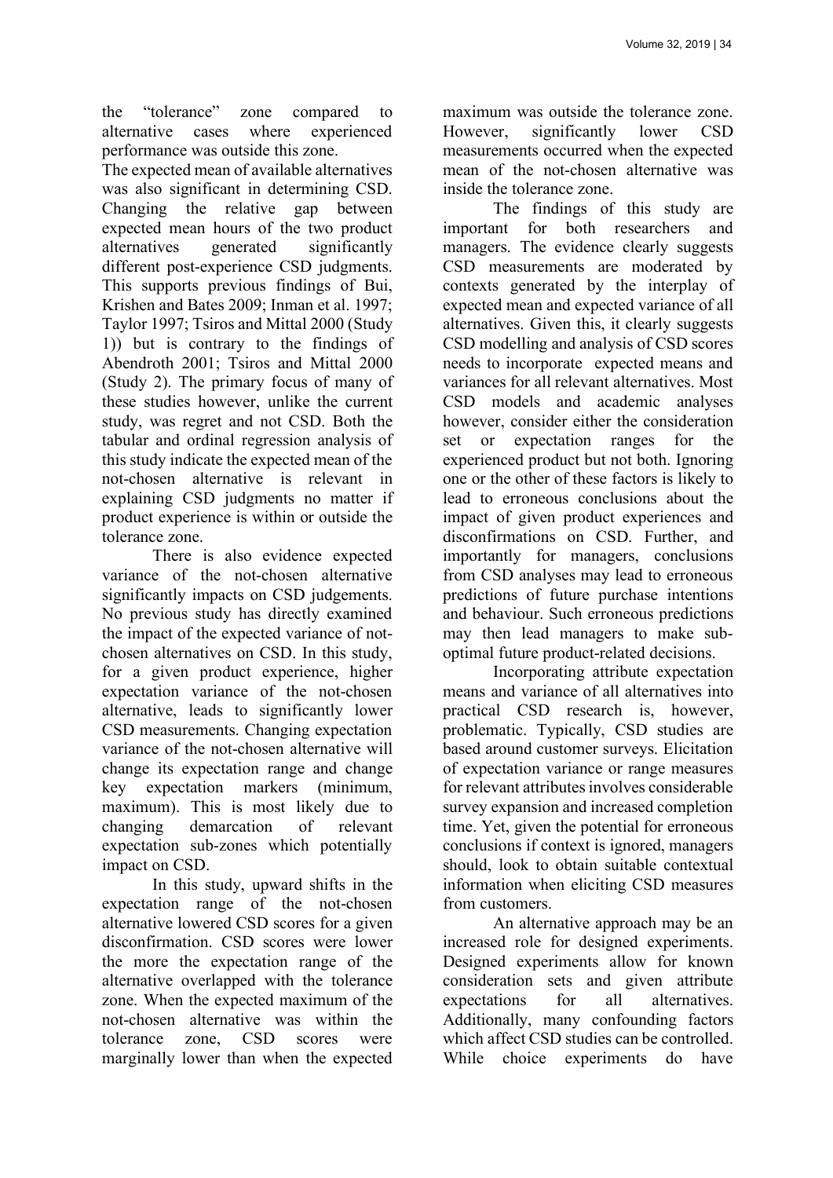the "tolerance" zone compared to alternative cases where experienced performance was outside this zone.

The expected mean of available alternatives was also significant in determining CSD. Changing the relative gap between expected mean hours of the two product alternatives generated significantly different post-experience CSD judgments. This supports previous findings of Bui, Krishen and Bates 2009; Inman et al. 1997; Taylor 1997; Tsiros and Mittal 2000 (Study 1)) but is contrary to the findings of Abendroth 2001; Tsiros and Mittal 2000 (Study 2). The primary focus of many of these studies however, unlike the current study, was regret and not CSD. Both the tabular and ordinal regression analysis of this study indicate the expected mean of the not-chosen alternative is relevant in explaining CSD judgments no matter if product experience is within or outside the tolerance zone.

There is also evidence expected variance of the not-chosen alternative significantly impacts on CSD judgements. No previous study has directly examined the impact of the expected variance of not-chosen alternatives on CSD. In this study, for a given product experience, higher expectation variance of the not-chosen alternative, leads to significantly lower CSD measurements. Changing expectation variance of the not-chosen alternative will change its expectation range and change key expectation markers (minimum, maximum). This is most likely due to changing demarcation of relevant expectation sub-zones which potentially impact on CSD.

In this study, upward shifts in the expectation range of the not-chosen alternative lowered CSD scores for a given disconfirmation. CSD scores were lower the more the expectation range of the alternative overlapped with the tolerance zone. When the expected maximum of the not-chosen alternative was within the tolerance zone, CSD scores were marginally lower than when the expected maximum was outside the tolerance zone. However, significantly lower CSD measurements occurred when the expected mean of the not-chosen alternative was inside the tolerance zone.

The findings of this study are important for both researchers and managers. The evidence clearly suggests CSD measurements are moderated by contexts generated by the interplay of expected mean and expected variance of all alternatives. Given this, it clearly suggests CSD modelling and analysis of CSD scores needs to incorporate expected means and variances for all relevant alternatives. Most CSD models and academic analyses however, consider either the consideration set or expectation ranges for the experienced product but not both. Ignoring one or the other of these factors is likely to lead to erroneous conclusions about the impact of given product experiences and disconfirmations on CSD. Further, and importantly for managers, conclusions from CSD analyses may lead to erroneous predictions of future purchase intentions and behaviour. Such erroneous predictions may then lead managers to make sub-optimal future product-related decisions.

Incorporating attribute expectation means and variance of all alternatives into practical CSD research is, however, problematic. Typically, CSD studies are based around customer surveys. Elicitation of expectation variance or range measures for relevant attributes involves considerable survey expansion and increased completion time. Yet, given the potential for erroneous conclusions if context is ignored, managers should, look to obtain suitable contextual information when eliciting CSD measures from customers.

An alternative approach may be an increased role for designed experiments. Designed experiments allow for known consideration sets and given attribute expectations for all alternatives. Additionally, many confounding factors which affect CSD studies can be controlled. While choice experiments do have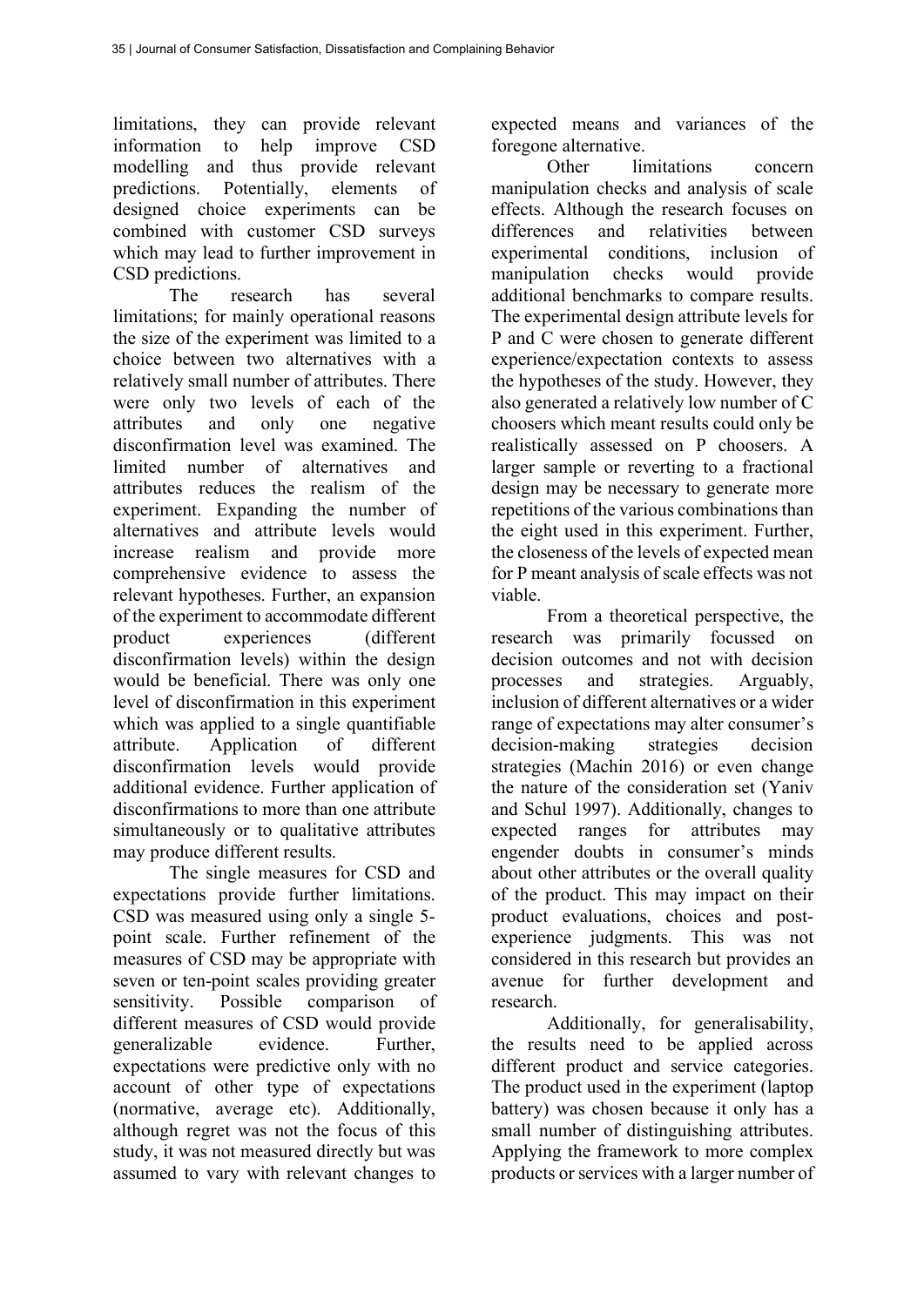limitations, they can provide relevant information to help improve CSD modelling and thus provide relevant predictions. Potentially, elements of designed choice experiments can be combined with customer CSD surveys which may lead to further improvement in CSD predictions.

The research has several limitations; for mainly operational reasons the size of the experiment was limited to a choice between two alternatives with a relatively small number of attributes. There were only two levels of each of the attributes and only one negative disconfirmation level was examined. The limited number of alternatives and attributes reduces the realism of the experiment. Expanding the number of alternatives and attribute levels would increase realism and provide more comprehensive evidence to assess the relevant hypotheses. Further, an expansion of the experiment to accommodate different product experiences (different disconfirmation levels) within the design would be beneficial. There was only one level of disconfirmation in this experiment which was applied to a single quantifiable attribute. Application of different disconfirmation levels would provide additional evidence. Further application of disconfirmations to more than one attribute simultaneously or to qualitative attributes may produce different results.

The single measures for CSD and expectations provide further limitations. CSD was measured using only a single 5-point scale. Further refinement of the measures of CSD may be appropriate with seven or ten-point scales providing greater sensitivity. Possible comparison of different measures of CSD would provide generalizable evidence. Further, expectations were predictive only with no account of other type of expectations (normative, average etc). Additionally, although regret was not the focus of this study, it was not measured directly but was assumed to vary with relevant changes to expected means and variances of the foregone alternative.

Other limitations concern manipulation checks and analysis of scale effects. Although the research focuses on differences and relativities between experimental conditions, inclusion of manipulation checks would provide additional benchmarks to compare results. The experimental design attribute levels for P and C were chosen to generate different experience/expectation contexts to assess the hypotheses of the study. However, they also generated a relatively low number of C choosers which meant results could only be realistically assessed on P choosers. A larger sample or reverting to a fractional design may be necessary to generate more repetitions of the various combinations than the eight used in this experiment. Further, the closeness of the levels of expected mean for P meant analysis of scale effects was not viable.

From a theoretical perspective, the research was primarily focussed on decision outcomes and not with decision processes and strategies. Arguably, inclusion of different alternatives or a wider range of expectations may alter consumer's decision-making strategies decision strategies (Machin 2016) or even change the nature of the consideration set (Yaniv and Schul 1997). Additionally, changes to expected ranges for attributes may engender doubts in consumer's minds about other attributes or the overall quality of the product. This may impact on their product evaluations, choices and post-experience judgments. This was not considered in this research but provides an avenue for further development and research.

Additionally, for generalisability, the results need to be applied across different product and service categories. The product used in the experiment (laptop battery) was chosen because it only has a small number of distinguishing attributes. Applying the framework to more complex products or services with a larger number of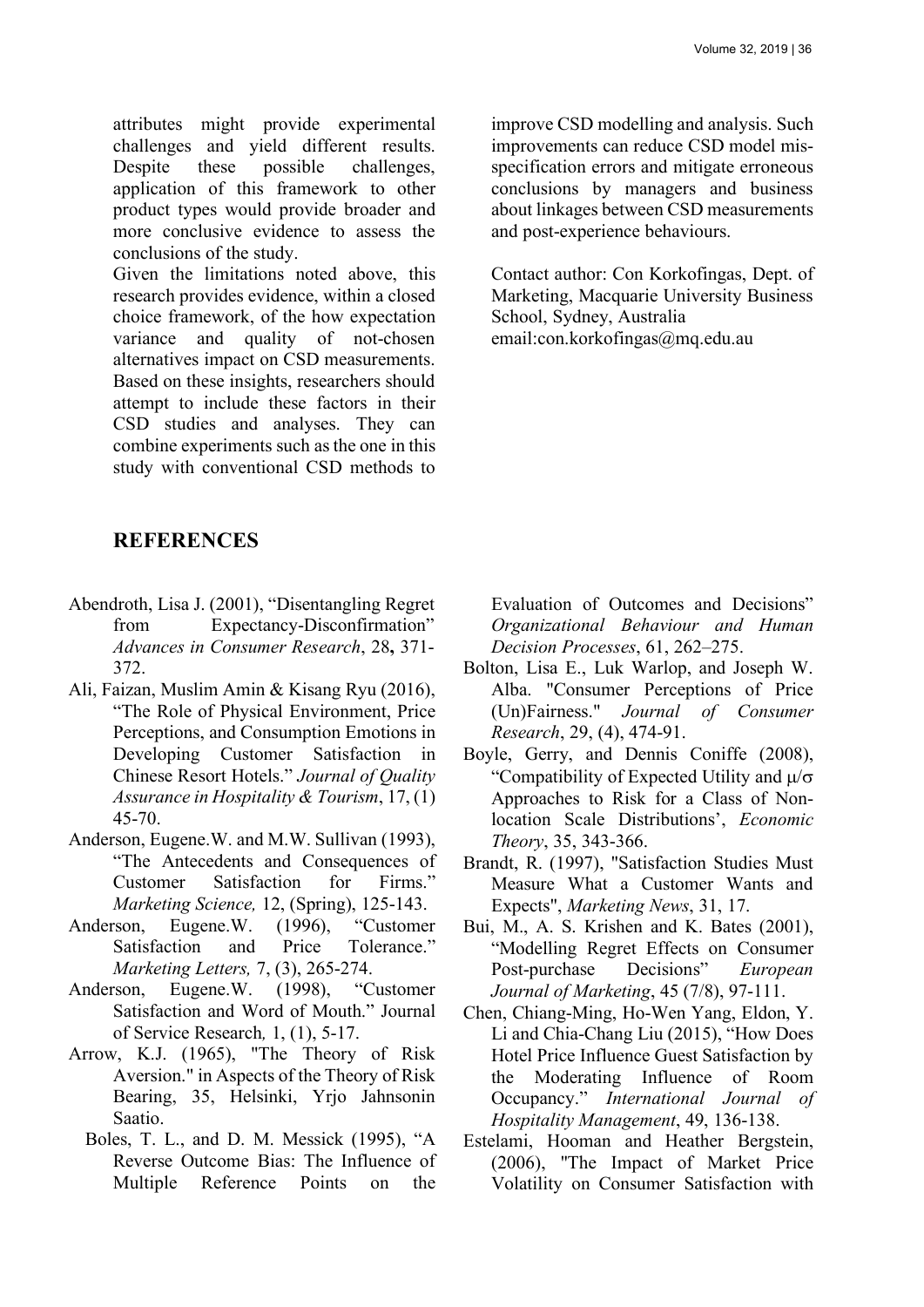attributes might provide experimental challenges and yield different results. Despite these possible challenges, application of this framework to other product types would provide broader and more conclusive evidence to assess the conclusions of the study.

Given the limitations noted above, this research provides evidence, within a closed choice framework, of the how expectation variance and quality of not-chosen alternatives impact on CSD measurements. Based on these insights, researchers should attempt to include these factors in their CSD studies and analyses. They can combine experiments such as the one in this study with conventional CSD methods to improve CSD modelling and analysis. Such improvements can reduce CSD model mis-specification errors and mitigate erroneous conclusions by managers and business about linkages between CSD measurements and post-experience behaviours.

Contact author: Con Korkofingas, Dept. of Marketing, Macquarie University Business School, Sydney, Australia
email:con.korkofingas@mq.edu.au

## REFERENCES

Abendroth, Lisa J. (2001), "Disentangling Regret from Expectancy-Disconfirmation" *Advances in Consumer Research*, 28**,** 371-372.

Ali, Faizan, Muslim Amin & Kisang Ryu (2016), "The Role of Physical Environment, Price Perceptions, and Consumption Emotions in Developing Customer Satisfaction in Chinese Resort Hotels." *Journal of Quality Assurance in Hospitality & Tourism*, 17, (1) 45-70.

Anderson, Eugene.W. and M.W. Sullivan (1993), "The Antecedents and Consequences of Customer Satisfaction for Firms." *Marketing Science,* 12, (Spring), 125-143.

Anderson, Eugene.W. (1996), "Customer Satisfaction and Price Tolerance." *Marketing Letters,* 7, (3), 265-274.

Anderson, Eugene.W. (1998), "Customer Satisfaction and Word of Mouth." Journal of Service Research*,* 1, (1), 5-17.

Arrow, K.J. (1965), "The Theory of Risk Aversion." in Aspects of the Theory of Risk Bearing, 35, Helsinki, Yrjo Jahnsonin Saatio.

Boles, T. L., and D. M. Messick (1995), "A Reverse Outcome Bias: The Influence of Multiple Reference Points on the Evaluation of Outcomes and Decisions" *Organizational Behaviour and Human Decision Processes*, 61, 262–275.

Bolton, Lisa E., Luk Warlop, and Joseph W. Alba. "Consumer Perceptions of Price (Un)Fairness." *Journal of Consumer Research*, 29, (4), 474-91.

Boyle, Gerry, and Dennis Coniffe (2008), "Compatibility of Expected Utility and $\mu/\sigma$ Approaches to Risk for a Class of Non-location Scale Distributions', *Economic Theory*, 35, 343-366.

Brandt, R. (1997), "Satisfaction Studies Must Measure What a Customer Wants and Expects", *Marketing News*, 31, 17.

Bui, M., A. S. Krishen and K. Bates (2001), "Modelling Regret Effects on Consumer Post-purchase Decisions" *European Journal of Marketing*, 45 (7/8), 97-111.

Chen, Chiang-Ming, Ho-Wen Yang, Eldon, Y. Li and Chia-Chang Liu (2015), "How Does Hotel Price Influence Guest Satisfaction by the Moderating Influence of Room Occupancy." *International Journal of Hospitality Management*, 49, 136-138.

Estelami, Hooman and Heather Bergstein, (2006), "The Impact of Market Price Volatility on Consumer Satisfaction with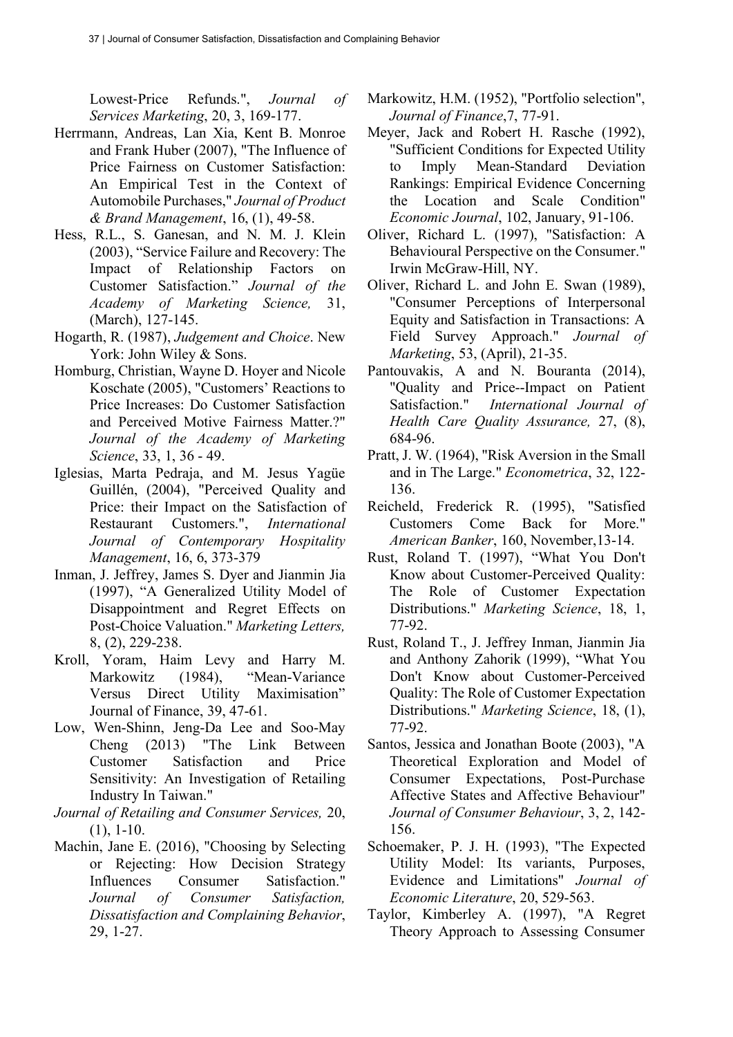Lowest-Price Refunds.", *Journal of Services Marketing*, 20, 3, 169-177.

Herrmann, Andreas, Lan Xia, Kent B. Monroe and Frank Huber (2007), "The Influence of Price Fairness on Customer Satisfaction: An Empirical Test in the Context of Automobile Purchases," *Journal of Product & Brand Management*, 16, (1), 49-58.

Hess, R.L., S. Ganesan, and N. M. J. Klein (2003), "Service Failure and Recovery: The Impact of Relationship Factors on Customer Satisfaction." *Journal of the Academy of Marketing Science,* 31, (March), 127-145.

Hogarth, R. (1987), *Judgement and Choice*. New York: John Wiley & Sons.

Homburg, Christian, Wayne D. Hoyer and Nicole Koschate (2005), "Customers' Reactions to Price Increases: Do Customer Satisfaction and Perceived Motive Fairness Matter.?" *Journal of the Academy of Marketing Science*, 33, 1, 36 - 49.

Iglesias, Marta Pedraja, and M. Jesus Yagüe Guillén, (2004), "Perceived Quality and Price: their Impact on the Satisfaction of Restaurant Customers.", *International Journal of Contemporary Hospitality Management*, 16, 6, 373-379

Inman, J. Jeffrey, James S. Dyer and Jianmin Jia (1997), "A Generalized Utility Model of Disappointment and Regret Effects on Post-Choice Valuation." *Marketing Letters,* 8, (2), 229-238.

Kroll, Yoram, Haim Levy and Harry M. Markowitz (1984), "Mean-Variance Versus Direct Utility Maximisation" Journal of Finance, 39, 47-61.

Low, Wen-Shinn, Jeng-Da Lee and Soo-May Cheng (2013) "The Link Between Customer Satisfaction and Price Sensitivity: An Investigation of Retailing Industry In Taiwan."
*Journal of Retailing and Consumer Services,* 20, (1), 1-10.

Machin, Jane E. (2016), "Choosing by Selecting or Rejecting: How Decision Strategy Influences Consumer Satisfaction." *Journal of Consumer Satisfaction, Dissatisfaction and Complaining Behavior*, 29, 1-27.

Markowitz, H.M. (1952), "Portfolio selection", *Journal of Finance*,7, 77-91.

Meyer, Jack and Robert H. Rasche (1992), "Sufficient Conditions for Expected Utility to Imply Mean-Standard Deviation Rankings: Empirical Evidence Concerning the Location and Scale Condition" *Economic Journal*, 102, January, 91-106.

Oliver, Richard L. (1997), "Satisfaction: A Behavioural Perspective on the Consumer." Irwin McGraw-Hill, NY.

Oliver, Richard L. and John E. Swan (1989), "Consumer Perceptions of Interpersonal Equity and Satisfaction in Transactions: A Field Survey Approach." *Journal of Marketing*, 53, (April), 21-35.

Pantouvakis, A and N. Bouranta (2014), "Quality and Price--Impact on Patient Satisfaction." *International Journal of Health Care Quality Assurance,* 27, (8), 684-96.

Pratt, J. W. (1964), "Risk Aversion in the Small and in The Large." *Econometrica*, 32, 122-136.

Reicheld, Frederick R. (1995), "Satisfied Customers Come Back for More." *American Banker*, 160, November,13-14.

Rust, Roland T. (1997), "What You Don't Know about Customer-Perceived Quality: The Role of Customer Expectation Distributions." *Marketing Science*, 18, 1, 77-92.

Rust, Roland T., J. Jeffrey Inman, Jianmin Jia and Anthony Zahorik (1999), "What You Don't Know about Customer-Perceived Quality: The Role of Customer Expectation Distributions." *Marketing Science*, 18, (1), 77-92.

Santos, Jessica and Jonathan Boote (2003), "A Theoretical Exploration and Model of Consumer Expectations, Post-Purchase Affective States and Affective Behaviour" *Journal of Consumer Behaviour*, 3, 2, 142-156.

Schoemaker, P. J. H. (1993), "The Expected Utility Model: Its variants, Purposes, Evidence and Limitations" *Journal of Economic Literature*, 20, 529-563.

Taylor, Kimberley A. (1997), "A Regret Theory Approach to Assessing Consumer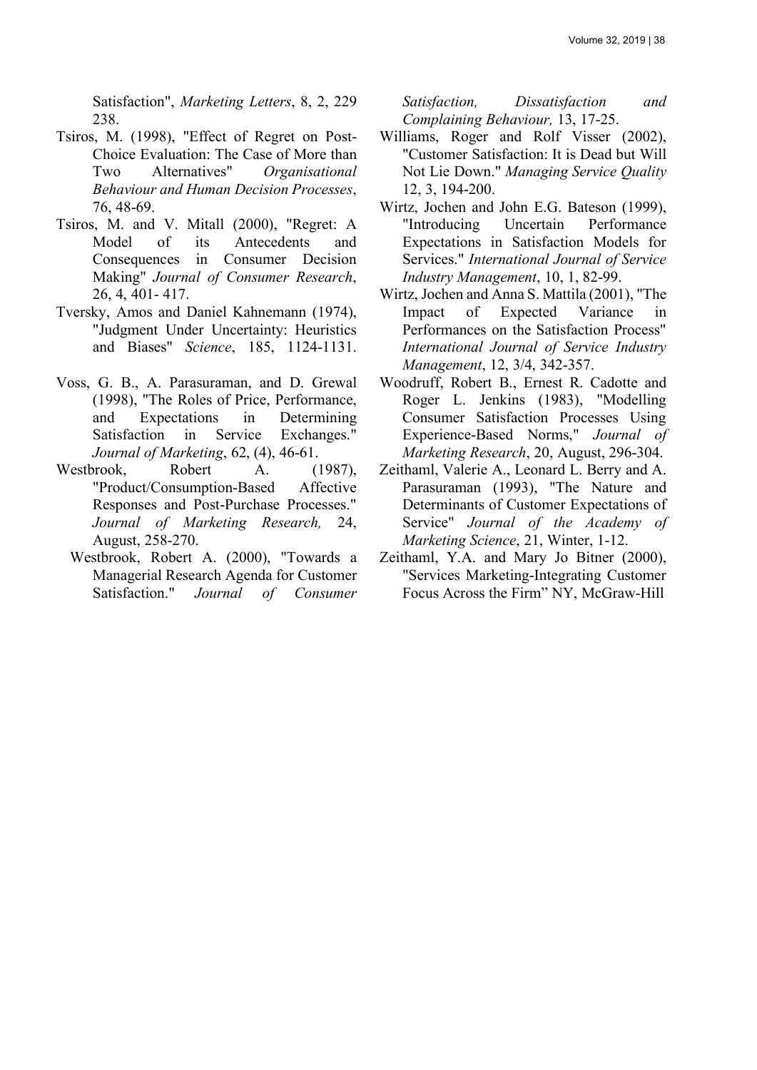Satisfaction", *Marketing Letters*, 8, 2, 229 238.

Tsiros, M. (1998), "Effect of Regret on Post-Choice Evaluation: The Case of More than Two Alternatives" *Organisational Behaviour and Human Decision Processes*, 76, 48-69.

Tsiros, M. and V. Mitall (2000), "Regret: A Model of its Antecedents and Consequences in Consumer Decision Making" *Journal of Consumer Research*, 26, 4, 401- 417.

Tversky, Amos and Daniel Kahnemann (1974), "Judgment Under Uncertainty: Heuristics and Biases" *Science*, 185, 1124-1131.

Voss, G. B., A. Parasuraman, and D. Grewal (1998), "The Roles of Price, Performance, and Expectations in Determining Satisfaction in Service Exchanges." *Journal of Marketing*, 62, (4), 46-61.

Westbrook, Robert A. (1987), "Product/Consumption-Based Affective Responses and Post-Purchase Processes." *Journal of Marketing Research,* 24, August, 258-270.

Westbrook, Robert A. (2000), "Towards a Managerial Research Agenda for Customer Satisfaction." *Journal of Consumer Satisfaction, Dissatisfaction and Complaining Behaviour,* 13, 17-25.

Williams, Roger and Rolf Visser (2002), "Customer Satisfaction: It is Dead but Will Not Lie Down." *Managing Service Quality* 12, 3, 194-200.

Wirtz, Jochen and John E.G. Bateson (1999), "Introducing Uncertain Performance Expectations in Satisfaction Models for Services." *International Journal of Service Industry Management*, 10, 1, 82-99.

Wirtz, Jochen and Anna S. Mattila (2001), "The Impact of Expected Variance in Performances on the Satisfaction Process" *International Journal of Service Industry Management*, 12, 3/4, 342-357.

Woodruff, Robert B., Ernest R. Cadotte and Roger L. Jenkins (1983), "Modelling Consumer Satisfaction Processes Using Experience-Based Norms," *Journal of Marketing Research*, 20, August, 296-304.

Zeithaml, Valerie A., Leonard L. Berry and A. Parasuraman (1993), "The Nature and Determinants of Customer Expectations of Service" *Journal of the Academy of Marketing Science*, 21, Winter, 1-12.

Zeithaml, Y.A. and Mary Jo Bitner (2000), "Services Marketing-Integrating Customer Focus Across the Firm" NY, McGraw-Hill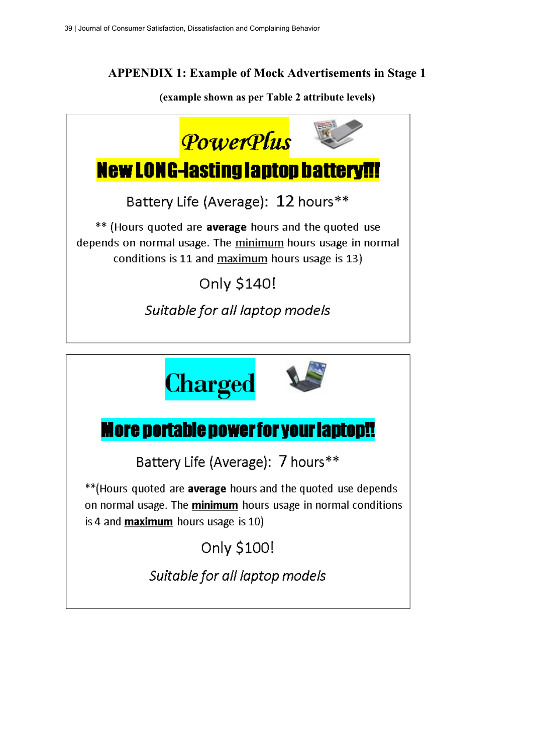## APPENDIX 1: Example of Mock Advertisements in Stage 1

**(example shown as per Table 2 attribute levels)**

*PowerPlus*

**New LONG-lasting laptop battery!!!**

Battery Life (Average): 12 hours**

** (Hours quoted are **average** hours and the quoted use depends on normal usage. The minimum hours usage in normal conditions is 11 and maximum hours usage is 13)

Only $140!

*Suitable for all laptop models*

---

**Charged**

**More portable power for your laptop!!**

Battery Life (Average): 7 hours**

**(Hours quoted are **average** hours and the quoted use depends on normal usage. The **minimum** hours usage in normal conditions is 4 and **maximum** hours usage is 10)

Only $100!

*Suitable for all laptop models*